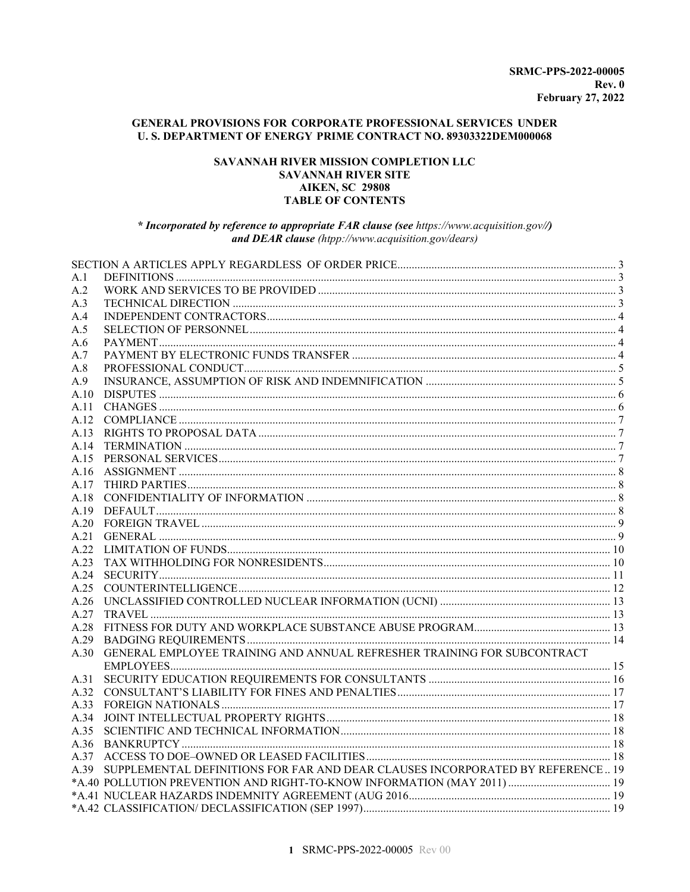**SRMC-PPS-2022-00005**
**Rev. 0**
**February 27, 2022**

**GENERAL PROVISIONS FOR CORPORATE PROFESSIONAL SERVICES UNDER U. S. DEPARTMENT OF ENERGY PRIME CONTRACT NO. 89303322DEM000068**

**SAVANNAH RIVER MISSION COMPLETION LLC**
**SAVANNAH RIVER SITE**
**AIKEN, SC 29808**
**TABLE OF CONTENTS**

***\* Incorporated by reference to appropriate FAR clause (see** https://www.acquisition.gov//**)***
***and DEAR clause** (htpp://www.acquisition.gov/dears)*

SECTION A ARTICLES APPLY REGARDLESS OF ORDER PRICE ..... 3

| | | |
|---|---|---|
| A.1 | DEFINITIONS | 3 |
| A.2 | WORK AND SERVICES TO BE PROVIDED | 3 |
| A.3 | TECHNICAL DIRECTION | 3 |
| A.4 | INDEPENDENT CONTRACTORS | 4 |
| A.5 | SELECTION OF PERSONNEL | 4 |
| A.6 | PAYMENT | 4 |
| A.7 | PAYMENT BY ELECTRONIC FUNDS TRANSFER | 4 |
| A.8 | PROFESSIONAL CONDUCT | 5 |
| A.9 | INSURANCE, ASSUMPTION OF RISK AND INDEMNIFICATION | 5 |
| A.10 | DISPUTES | 6 |
| A.11 | CHANGES | 6 |
| A.12 | COMPLIANCE | 7 |
| A.13 | RIGHTS TO PROPOSAL DATA | 7 |
| A.14 | TERMINATION | 7 |
| A.15 | PERSONAL SERVICES | 7 |
| A.16 | ASSIGNMENT | 8 |
| A.17 | THIRD PARTIES | 8 |
| A.18 | CONFIDENTIALITY OF INFORMATION | 8 |
| A.19 | DEFAULT | 8 |
| A.20 | FOREIGN TRAVEL | 9 |
| A.21 | GENERAL | 9 |
| A.22 | LIMITATION OF FUNDS | 10 |
| A.23 | TAX WITHHOLDING FOR NONRESIDENTS | 10 |
| A.24 | SECURITY | 11 |
| A.25 | COUNTERINTELLIGENCE | 12 |
| A.26 | UNCLASSIFIED CONTROLLED NUCLEAR INFORMATION (UCNI) | 13 |
| A.27 | TRAVEL | 13 |
| A.28 | FITNESS FOR DUTY AND WORKPLACE SUBSTANCE ABUSE PROGRAM | 13 |
| A.29 | BADGING REQUIREMENTS | 14 |
| A.30 | GENERAL EMPLOYEE TRAINING AND ANNUAL REFRESHER TRAINING FOR SUBCONTRACT EMPLOYEES | 15 |
| A.31 | SECURITY EDUCATION REQUIREMENTS FOR CONSULTANTS | 16 |
| A.32 | CONSULTANT'S LIABILITY FOR FINES AND PENALTIES | 17 |
| A.33 | FOREIGN NATIONALS | 17 |
| A.34 | JOINT INTELLECTUAL PROPERTY RIGHTS | 18 |
| A.35 | SCIENTIFIC AND TECHNICAL INFORMATION | 18 |
| A.36 | BANKRUPTCY | 18 |
| A.37 | ACCESS TO DOE–OWNED OR LEASED FACILITIES | 18 |
| A.39 | SUPPLEMENTAL DEFINITIONS FOR FAR AND DEAR CLAUSES INCORPORATED BY REFERENCE | 19 |
| *A.40 | POLLUTION PREVENTION AND RIGHT-TO-KNOW INFORMATION (MAY 2011) | 19 |
| *A.41 | NUCLEAR HAZARDS INDEMNITY AGREEMENT (AUG 2016 | 19 |
| *A.42 | CLASSIFICATION/ DECLASSIFICATION (SEP 1997) | 19 |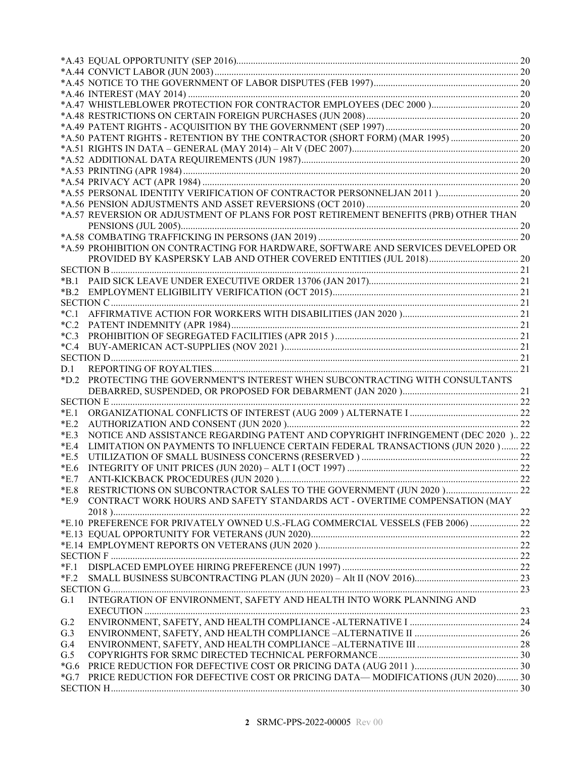*A.43 EQUAL OPPORTUNITY (SEP 2016) ..... 20
*A.44 CONVICT LABOR (JUN 2003) ..... 20
*A.45 NOTICE TO THE GOVERNMENT OF LABOR DISPUTES (FEB 1997) ..... 20
*A.46 INTEREST (MAY 2014) ..... 20
*A.47 WHISTLEBLOWER PROTECTION FOR CONTRACTOR EMPLOYEES (DEC 2000 ) ..... 20
*A.48 RESTRICTIONS ON CERTAIN FOREIGN PURCHASES (JUN 2008) ..... 20
*A.49 PATENT RIGHTS - ACQUISITION BY THE GOVERNMENT (SEP 1997) ..... 20
*A.50 PATENT RIGHTS - RETENTION BY THE CONTRACTOR (SHORT FORM) (MAR 1995) ..... 20
*A.51 RIGHTS IN DATA – GENERAL (MAY 2014) – Alt V (DEC 2007) ..... 20
*A.52 ADDITIONAL DATA REQUIREMENTS (JUN 1987) ..... 20
*A.53 PRINTING (APR 1984) ..... 20
*A.54 PRIVACY ACT (APR 1984) ..... 20
*A.55 PERSONAL IDENTITY VERIFICATION OF CONTRACTOR PERSONNELJAN 2011 ) ..... 20
*A.56 PENSION ADJUSTMENTS AND ASSET REVERSIONS (OCT 2010) ..... 20
*A.57 REVERSION OR ADJUSTMENT OF PLANS FOR POST RETIREMENT BENEFITS (PRB) OTHER THAN PENSIONS (JUL 2005) ..... 20
*A.58 COMBATING TRAFFICKING IN PERSONS (JAN 2019) ..... 20
*A.59 PROHIBITION ON CONTRACTING FOR HARDWARE, SOFTWARE AND SERVICES DEVELOPED OR PROVIDED BY KASPERSKY LAB AND OTHER COVERED ENTITIES (JUL 2018) ..... 20

SECTION B ..... 21
*B.1 PAID SICK LEAVE UNDER EXECUTIVE ORDER 13706 (JAN 2017) ..... 21
*B.2 EMPLOYMENT ELIGIBILITY VERIFICATION (OCT 2015) ..... 21

SECTION C ..... 21
*C.1 AFFIRMATIVE ACTION FOR WORKERS WITH DISABILITIES (JAN 2020 ) ..... 21
*C.2 PATENT INDEMNITY (APR 1984) ..... 21
*C.3 PROHIBITION OF SEGREGATED FACILITIES (APR 2015 ) ..... 21
*C.4 BUY-AMERICAN ACT-SUPPLIES (NOV 2021 ) ..... 21

SECTION D ..... 21
D.1 REPORTING OF ROYALTIES ..... 21
*D.2 PROTECTING THE GOVERNMENT'S INTEREST WHEN SUBCONTRACTING WITH CONSULTANTS DEBARRED, SUSPENDED, OR PROPOSED FOR DEBARMENT (JAN 2020 ) ..... 21

SECTION E ..... 22
*E.1 ORGANIZATIONAL CONFLICTS OF INTEREST (AUG 2009 ) ALTERNATE I ..... 22
*E.2 AUTHORIZATION AND CONSENT (JUN 2020 ) ..... 22
*E.3 NOTICE AND ASSISTANCE REGARDING PATENT AND COPYRIGHT INFRINGEMENT (DEC 2020 ) ..... 22
*E.4 LIMITATION ON PAYMENTS TO INFLUENCE CERTAIN FEDERAL TRANSACTIONS (JUN 2020 ) ..... 22
*E.5 UTILIZATION OF SMALL BUSINESS CONCERNS (RESERVED ) ..... 22
*E.6 INTEGRITY OF UNIT PRICES (JUN 2020) – ALT I (OCT 1997) ..... 22
*E.7 ANTI-KICKBACK PROCEDURES (JUN 2020 ) ..... 22
*E.8 RESTRICTIONS ON SUBCONTRACTOR SALES TO THE GOVERNMENT (JUN 2020 ) ..... 22
*E.9 CONTRACT WORK HOURS AND SAFETY STANDARDS ACT - OVERTIME COMPENSATION (MAY 2018 ) ..... 22
*E.10 PREFERENCE FOR PRIVATELY OWNED U.S.-FLAG COMMERCIAL VESSELS (FEB 2006) ..... 22
*E.13 EQUAL OPPORTUNITY FOR VETERANS (JUN 2020) ..... 22
*E.14 EMPLOYMENT REPORTS ON VETERANS (JUN 2020 ) ..... 22

SECTION F ..... 22
*F.1 DISPLACED EMPLOYEE HIRING PREFERENCE (JUN 1997) ..... 22
*F.2 SMALL BUSINESS SUBCONTRACTING PLAN (JUN 2020) – Alt II (NOV 2016) ..... 23

SECTION G ..... 23
G.1 INTEGRATION OF ENVIRONMENT, SAFETY AND HEALTH INTO WORK PLANNING AND EXECUTION ..... 23
G.2 ENVIRONMENT, SAFETY, AND HEALTH COMPLIANCE -ALTERNATIVE I ..... 24
G.3 ENVIRONMENT, SAFETY, AND HEALTH COMPLIANCE –ALTERNATIVE II ..... 26
G.4 ENVIRONMENT, SAFETY, AND HEALTH COMPLIANCE –ALTERNATIVE III ..... 28
G.5 COPYRIGHTS FOR SRMC DIRECTED TECHNICAL PERFORMANCE ..... 30
*G.6 PRICE REDUCTION FOR DEFECTIVE COST OR PRICING DATA (AUG 2011 ) ..... 30
*G.7 PRICE REDUCTION FOR DEFECTIVE COST OR PRICING DATA— MODIFICATIONS (JUN 2020) ..... 30

SECTION H ..... 30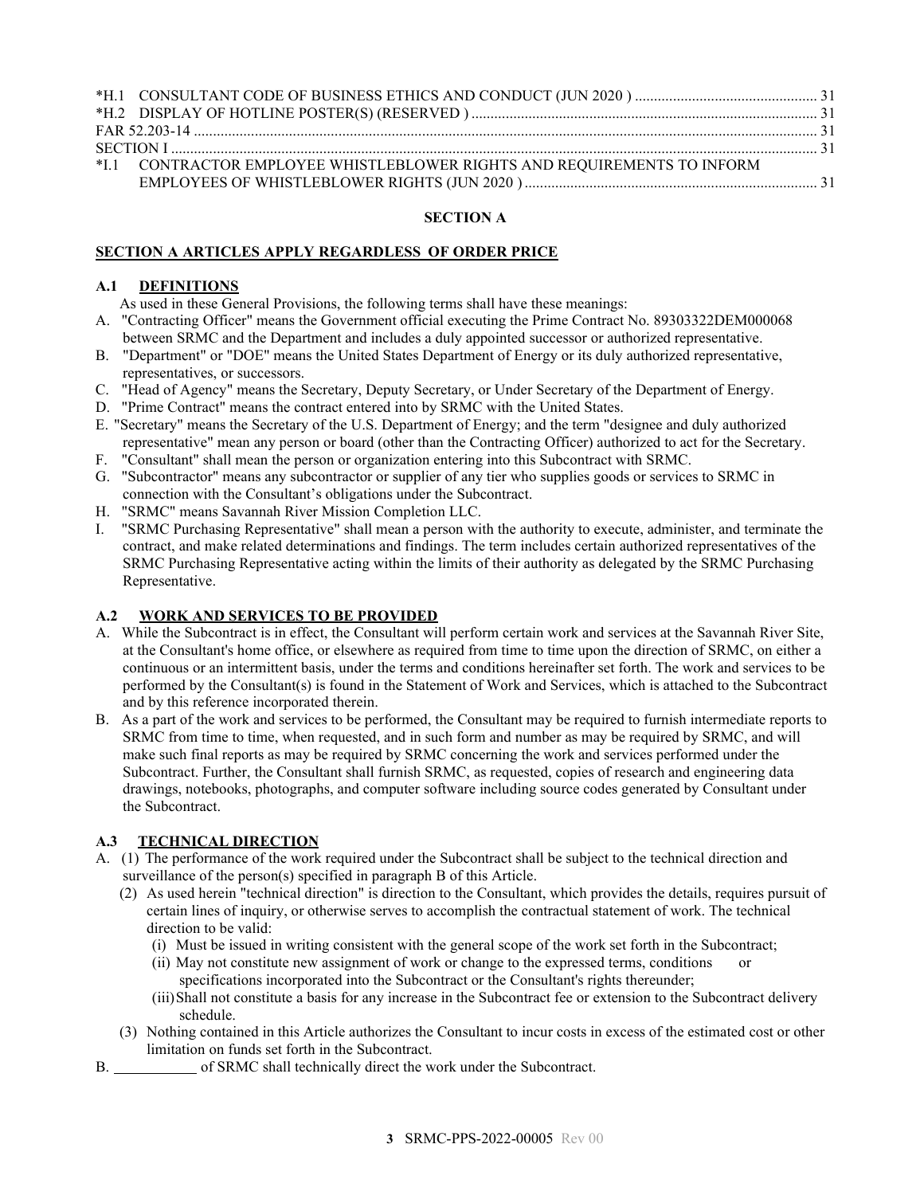*H.1 CONSULTANT CODE OF BUSINESS ETHICS AND CONDUCT (JUN 2020 ) ............................................... 31
*H.2 DISPLAY OF HOTLINE POSTER(S) (RESERVED ) .......................................................................................... 31
FAR 52.203-14 ........................................................................................................................................................ 31
SECTION I ............................................................................................................................................................. 31
*I.1 CONTRACTOR EMPLOYEE WHISTLEBLOWER RIGHTS AND REQUIREMENTS TO INFORM EMPLOYEES OF WHISTLEBLOWER RIGHTS (JUN 2020 ) ............................................................................ 31

## SECTION A

**SECTION A ARTICLES APPLY REGARDLESS OF ORDER PRICE**

### A.1 DEFINITIONS

As used in these General Provisions, the following terms shall have these meanings:

A. "Contracting Officer" means the Government official executing the Prime Contract No. 89303322DEM000068 between SRMC and the Department and includes a duly appointed successor or authorized representative.
B. "Department" or "DOE" means the United States Department of Energy or its duly authorized representative, representatives, or successors.
C. "Head of Agency" means the Secretary, Deputy Secretary, or Under Secretary of the Department of Energy.
D. "Prime Contract" means the contract entered into by SRMC with the United States.
E. "Secretary" means the Secretary of the U.S. Department of Energy; and the term "designee and duly authorized representative" mean any person or board (other than the Contracting Officer) authorized to act for the Secretary.
F. "Consultant" shall mean the person or organization entering into this Subcontract with SRMC.
G. "Subcontractor" means any subcontractor or supplier of any tier who supplies goods or services to SRMC in connection with the Consultant's obligations under the Subcontract.
H. "SRMC" means Savannah River Mission Completion LLC.
I. "SRMC Purchasing Representative" shall mean a person with the authority to execute, administer, and terminate the contract, and make related determinations and findings. The term includes certain authorized representatives of the SRMC Purchasing Representative acting within the limits of their authority as delegated by the SRMC Purchasing Representative.

### A.2 WORK AND SERVICES TO BE PROVIDED

A. While the Subcontract is in effect, the Consultant will perform certain work and services at the Savannah River Site, at the Consultant's home office, or elsewhere as required from time to time upon the direction of SRMC, on either a continuous or an intermittent basis, under the terms and conditions hereinafter set forth. The work and services to be performed by the Consultant(s) is found in the Statement of Work and Services, which is attached to the Subcontract and by this reference incorporated therein.
B. As a part of the work and services to be performed, the Consultant may be required to furnish intermediate reports to SRMC from time to time, when requested, and in such form and number as may be required by SRMC, and will make such final reports as may be required by SRMC concerning the work and services performed under the Subcontract. Further, the Consultant shall furnish SRMC, as requested, copies of research and engineering data drawings, notebooks, photographs, and computer software including source codes generated by Consultant under the Subcontract.

### A.3 TECHNICAL DIRECTION

A. (1) The performance of the work required under the Subcontract shall be subject to the technical direction and surveillance of the person(s) specified in paragraph B of this Article.
   (2) As used herein "technical direction" is direction to the Consultant, which provides the details, requires pursuit of certain lines of inquiry, or otherwise serves to accomplish the contractual statement of work. The technical direction to be valid:
      (i) Must be issued in writing consistent with the general scope of the work set forth in the Subcontract;
      (ii) May not constitute new assignment of work or change to the expressed terms, conditions or specifications incorporated into the Subcontract or the Consultant's rights thereunder;
      (iii) Shall not constitute a basis for any increase in the Subcontract fee or extension to the Subcontract delivery schedule.
   (3) Nothing contained in this Article authorizes the Consultant to incur costs in excess of the estimated cost or other limitation on funds set forth in the Subcontract.
B. ___________ of SRMC shall technically direct the work under the Subcontract.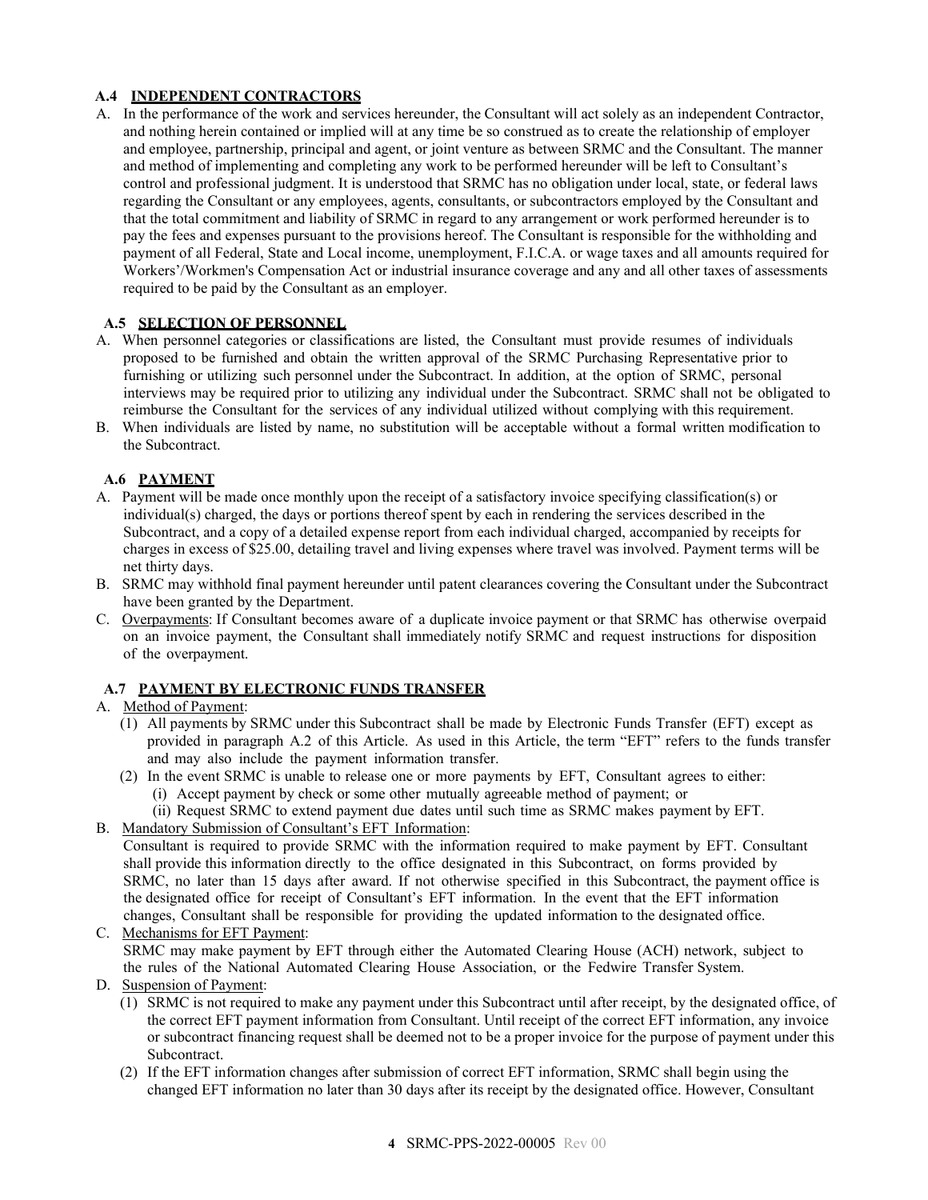### A.4 INDEPENDENT CONTRACTORS

A. In the performance of the work and services hereunder, the Consultant will act solely as an independent Contractor, and nothing herein contained or implied will at any time be so construed as to create the relationship of employer and employee, partnership, principal and agent, or joint venture as between SRMC and the Consultant. The manner and method of implementing and completing any work to be performed hereunder will be left to Consultant's control and professional judgment. It is understood that SRMC has no obligation under local, state, or federal laws regarding the Consultant or any employees, agents, consultants, or subcontractors employed by the Consultant and that the total commitment and liability of SRMC in regard to any arrangement or work performed hereunder is to pay the fees and expenses pursuant to the provisions hereof. The Consultant is responsible for the withholding and payment of all Federal, State and Local income, unemployment, F.I.C.A. or wage taxes and all amounts required for Workers'/Workmen's Compensation Act or industrial insurance coverage and any and all other taxes of assessments required to be paid by the Consultant as an employer.

### A.5 SELECTION OF PERSONNEL

A. When personnel categories or classifications are listed, the Consultant must provide resumes of individuals proposed to be furnished and obtain the written approval of the SRMC Purchasing Representative prior to furnishing or utilizing such personnel under the Subcontract. In addition, at the option of SRMC, personal interviews may be required prior to utilizing any individual under the Subcontract. SRMC shall not be obligated to reimburse the Consultant for the services of any individual utilized without complying with this requirement.

B. When individuals are listed by name, no substitution will be acceptable without a formal written modification to the Subcontract.

### A.6 PAYMENT

A. Payment will be made once monthly upon the receipt of a satisfactory invoice specifying classification(s) or individual(s) charged, the days or portions thereof spent by each in rendering the services described in the Subcontract, and a copy of a detailed expense report from each individual charged, accompanied by receipts for charges in excess of $25.00, detailing travel and living expenses where travel was involved. Payment terms will be net thirty days.

B. SRMC may withhold final payment hereunder until patent clearances covering the Consultant under the Subcontract have been granted by the Department.

C. Overpayments: If Consultant becomes aware of a duplicate invoice payment or that SRMC has otherwise overpaid on an invoice payment, the Consultant shall immediately notify SRMC and request instructions for disposition of the overpayment.

### A.7 PAYMENT BY ELECTRONIC FUNDS TRANSFER

A. Method of Payment:

(1) All payments by SRMC under this Subcontract shall be made by Electronic Funds Transfer (EFT) except as provided in paragraph A.2 of this Article. As used in this Article, the term "EFT" refers to the funds transfer and may also include the payment information transfer.

(2) In the event SRMC is unable to release one or more payments by EFT, Consultant agrees to either:

(i) Accept payment by check or some other mutually agreeable method of payment; or

(ii) Request SRMC to extend payment due dates until such time as SRMC makes payment by EFT.

B. Mandatory Submission of Consultant's EFT Information:
Consultant is required to provide SRMC with the information required to make payment by EFT. Consultant shall provide this information directly to the office designated in this Subcontract, on forms provided by SRMC, no later than 15 days after award. If not otherwise specified in this Subcontract, the payment office is the designated office for receipt of Consultant's EFT information. In the event that the EFT information changes, Consultant shall be responsible for providing the updated information to the designated office.

C. Mechanisms for EFT Payment:
SRMC may make payment by EFT through either the Automated Clearing House (ACH) network, subject to the rules of the National Automated Clearing House Association, or the Fedwire Transfer System.

D. Suspension of Payment:

(1) SRMC is not required to make any payment under this Subcontract until after receipt, by the designated office, of the correct EFT payment information from Consultant. Until receipt of the correct EFT information, any invoice or subcontract financing request shall be deemed not to be a proper invoice for the purpose of payment under this Subcontract.

(2) If the EFT information changes after submission of correct EFT information, SRMC shall begin using the changed EFT information no later than 30 days after its receipt by the designated office. However, Consultant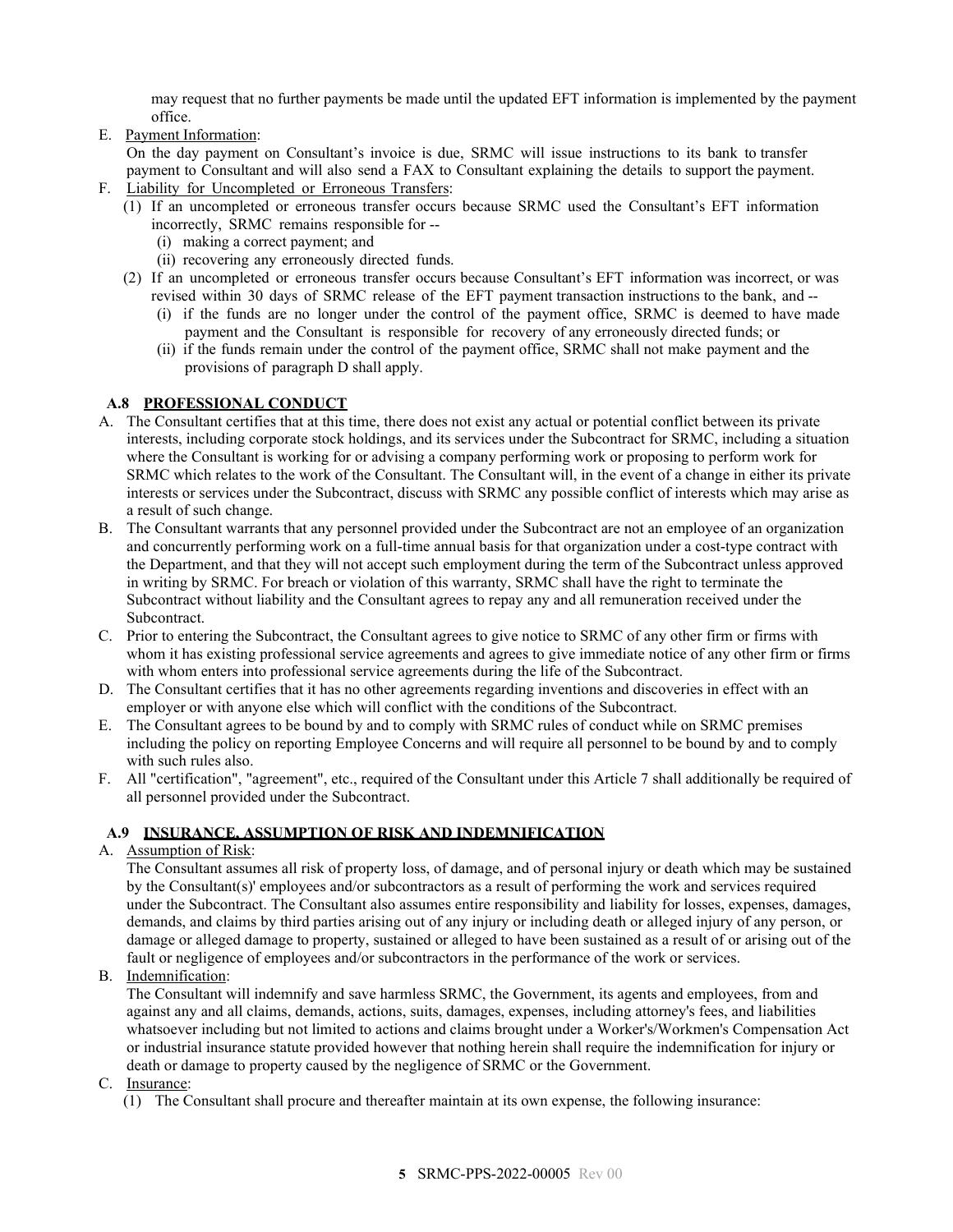may request that no further payments be made until the updated EFT information is implemented by the payment office.

E. Payment Information:
   On the day payment on Consultant's invoice is due, SRMC will issue instructions to its bank to transfer payment to Consultant and will also send a FAX to Consultant explaining the details to support the payment.

F. Liability for Uncompleted or Erroneous Transfers:
   (1) If an uncompleted or erroneous transfer occurs because SRMC used the Consultant's EFT information incorrectly, SRMC remains responsible for --
      (i) making a correct payment; and
      (ii) recovering any erroneously directed funds.
   (2) If an uncompleted or erroneous transfer occurs because Consultant's EFT information was incorrect, or was revised within 30 days of SRMC release of the EFT payment transaction instructions to the bank, and --
      (i) if the funds are no longer under the control of the payment office, SRMC is deemed to have made payment and the Consultant is responsible for recovery of any erroneously directed funds; or
      (ii) if the funds remain under the control of the payment office, SRMC shall not make payment and the provisions of paragraph D shall apply.

## A.8 PROFESSIONAL CONDUCT

A. The Consultant certifies that at this time, there does not exist any actual or potential conflict between its private interests, including corporate stock holdings, and its services under the Subcontract for SRMC, including a situation where the Consultant is working for or advising a company performing work or proposing to perform work for SRMC which relates to the work of the Consultant. The Consultant will, in the event of a change in either its private interests or services under the Subcontract, discuss with SRMC any possible conflict of interests which may arise as a result of such change.

B. The Consultant warrants that any personnel provided under the Subcontract are not an employee of an organization and concurrently performing work on a full-time annual basis for that organization under a cost-type contract with the Department, and that they will not accept such employment during the term of the Subcontract unless approved in writing by SRMC. For breach or violation of this warranty, SRMC shall have the right to terminate the Subcontract without liability and the Consultant agrees to repay any and all remuneration received under the Subcontract.

C. Prior to entering the Subcontract, the Consultant agrees to give notice to SRMC of any other firm or firms with whom it has existing professional service agreements and agrees to give immediate notice of any other firm or firms with whom enters into professional service agreements during the life of the Subcontract.

D. The Consultant certifies that it has no other agreements regarding inventions and discoveries in effect with an employer or with anyone else which will conflict with the conditions of the Subcontract.

E. The Consultant agrees to be bound by and to comply with SRMC rules of conduct while on SRMC premises including the policy on reporting Employee Concerns and will require all personnel to be bound by and to comply with such rules also.

F. All "certification", "agreement", etc., required of the Consultant under this Article 7 shall additionally be required of all personnel provided under the Subcontract.

## A.9 INSURANCE, ASSUMPTION OF RISK AND INDEMNIFICATION

A. Assumption of Risk:
   The Consultant assumes all risk of property loss, of damage, and of personal injury or death which may be sustained by the Consultant(s)' employees and/or subcontractors as a result of performing the work and services required under the Subcontract. The Consultant also assumes entire responsibility and liability for losses, expenses, damages, demands, and claims by third parties arising out of any injury or including death or alleged injury of any person, or damage or alleged damage to property, sustained or alleged to have been sustained as a result of or arising out of the fault or negligence of employees and/or subcontractors in the performance of the work or services.

B. Indemnification:
   The Consultant will indemnify and save harmless SRMC, the Government, its agents and employees, from and against any and all claims, demands, actions, suits, damages, expenses, including attorney's fees, and liabilities whatsoever including but not limited to actions and claims brought under a Worker's/Workmen's Compensation Act or industrial insurance statute provided however that nothing herein shall require the indemnification for injury or death or damage to property caused by the negligence of SRMC or the Government.

C. Insurance:
   (1) The Consultant shall procure and thereafter maintain at its own expense, the following insurance: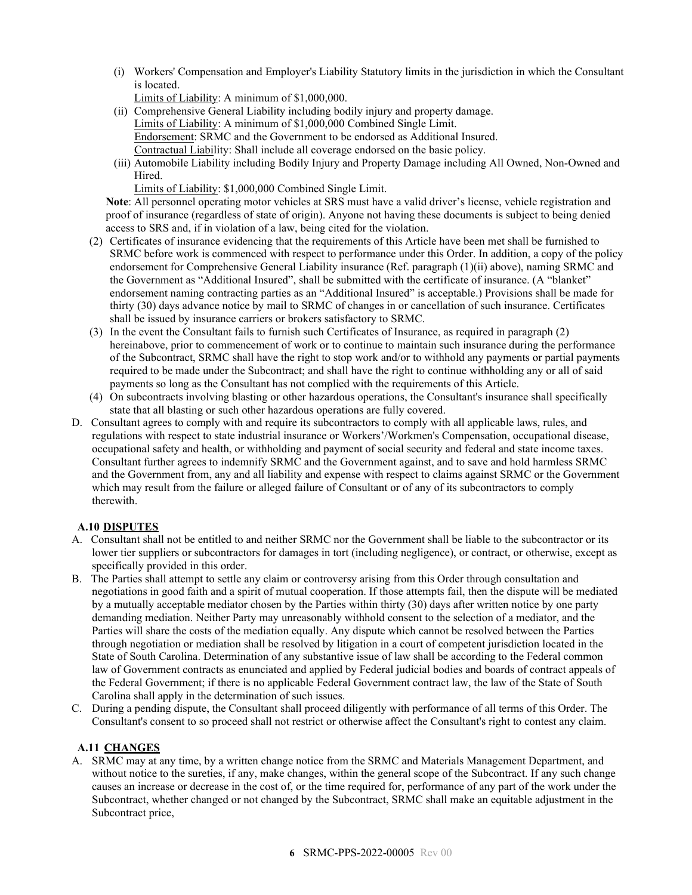(i) Workers' Compensation and Employer's Liability Statutory limits in the jurisdiction in which the Consultant is located.
  Limits of Liability: A minimum of $1,000,000.

(ii) Comprehensive General Liability including bodily injury and property damage.
  Limits of Liability: A minimum of $1,000,000 Combined Single Limit.
  Endorsement: SRMC and the Government to be endorsed as Additional Insured.
  Contractual Liability: Shall include all coverage endorsed on the basic policy.

(iii) Automobile Liability including Bodily Injury and Property Damage including All Owned, Non-Owned and Hired.
  Limits of Liability: $1,000,000 Combined Single Limit.

**Note**: All personnel operating motor vehicles at SRS must have a valid driver's license, vehicle registration and proof of insurance (regardless of state of origin). Anyone not having these documents is subject to being denied access to SRS and, if in violation of a law, being cited for the violation.

(2) Certificates of insurance evidencing that the requirements of this Article have been met shall be furnished to SRMC before work is commenced with respect to performance under this Order. In addition, a copy of the policy endorsement for Comprehensive General Liability insurance (Ref. paragraph (1)(ii) above), naming SRMC and the Government as "Additional Insured", shall be submitted with the certificate of insurance. (A "blanket" endorsement naming contracting parties as an "Additional Insured" is acceptable.) Provisions shall be made for thirty (30) days advance notice by mail to SRMC of changes in or cancellation of such insurance. Certificates shall be issued by insurance carriers or brokers satisfactory to SRMC.

(3) In the event the Consultant fails to furnish such Certificates of Insurance, as required in paragraph (2) hereinabove, prior to commencement of work or to continue to maintain such insurance during the performance of the Subcontract, SRMC shall have the right to stop work and/or to withhold any payments or partial payments required to be made under the Subcontract; and shall have the right to continue withholding any or all of said payments so long as the Consultant has not complied with the requirements of this Article.

(4) On subcontracts involving blasting or other hazardous operations, the Consultant's insurance shall specifically state that all blasting or such other hazardous operations are fully covered.

D. Consultant agrees to comply with and require its subcontractors to comply with all applicable laws, rules, and regulations with respect to state industrial insurance or Workers'/Workmen's Compensation, occupational disease, occupational safety and health, or withholding and payment of social security and federal and state income taxes. Consultant further agrees to indemnify SRMC and the Government against, and to save and hold harmless SRMC and the Government from, any and all liability and expense with respect to claims against SRMC or the Government which may result from the failure or alleged failure of Consultant or of any of its subcontractors to comply therewith.

### A.10 DISPUTES

A. Consultant shall not be entitled to and neither SRMC nor the Government shall be liable to the subcontractor or its lower tier suppliers or subcontractors for damages in tort (including negligence), or contract, or otherwise, except as specifically provided in this order.

B. The Parties shall attempt to settle any claim or controversy arising from this Order through consultation and negotiations in good faith and a spirit of mutual cooperation. If those attempts fail, then the dispute will be mediated by a mutually acceptable mediator chosen by the Parties within thirty (30) days after written notice by one party demanding mediation. Neither Party may unreasonably withhold consent to the selection of a mediator, and the Parties will share the costs of the mediation equally. Any dispute which cannot be resolved between the Parties through negotiation or mediation shall be resolved by litigation in a court of competent jurisdiction located in the State of South Carolina. Determination of any substantive issue of law shall be according to the Federal common law of Government contracts as enunciated and applied by Federal judicial bodies and boards of contract appeals of the Federal Government; if there is no applicable Federal Government contract law, the law of the State of South Carolina shall apply in the determination of such issues.

C. During a pending dispute, the Consultant shall proceed diligently with performance of all terms of this Order. The Consultant's consent to so proceed shall not restrict or otherwise affect the Consultant's right to contest any claim.

### A.11 CHANGES

A. SRMC may at any time, by a written change notice from the SRMC and Materials Management Department, and without notice to the sureties, if any, make changes, within the general scope of the Subcontract. If any such change causes an increase or decrease in the cost of, or the time required for, performance of any part of the work under the Subcontract, whether changed or not changed by the Subcontract, SRMC shall make an equitable adjustment in the Subcontract price,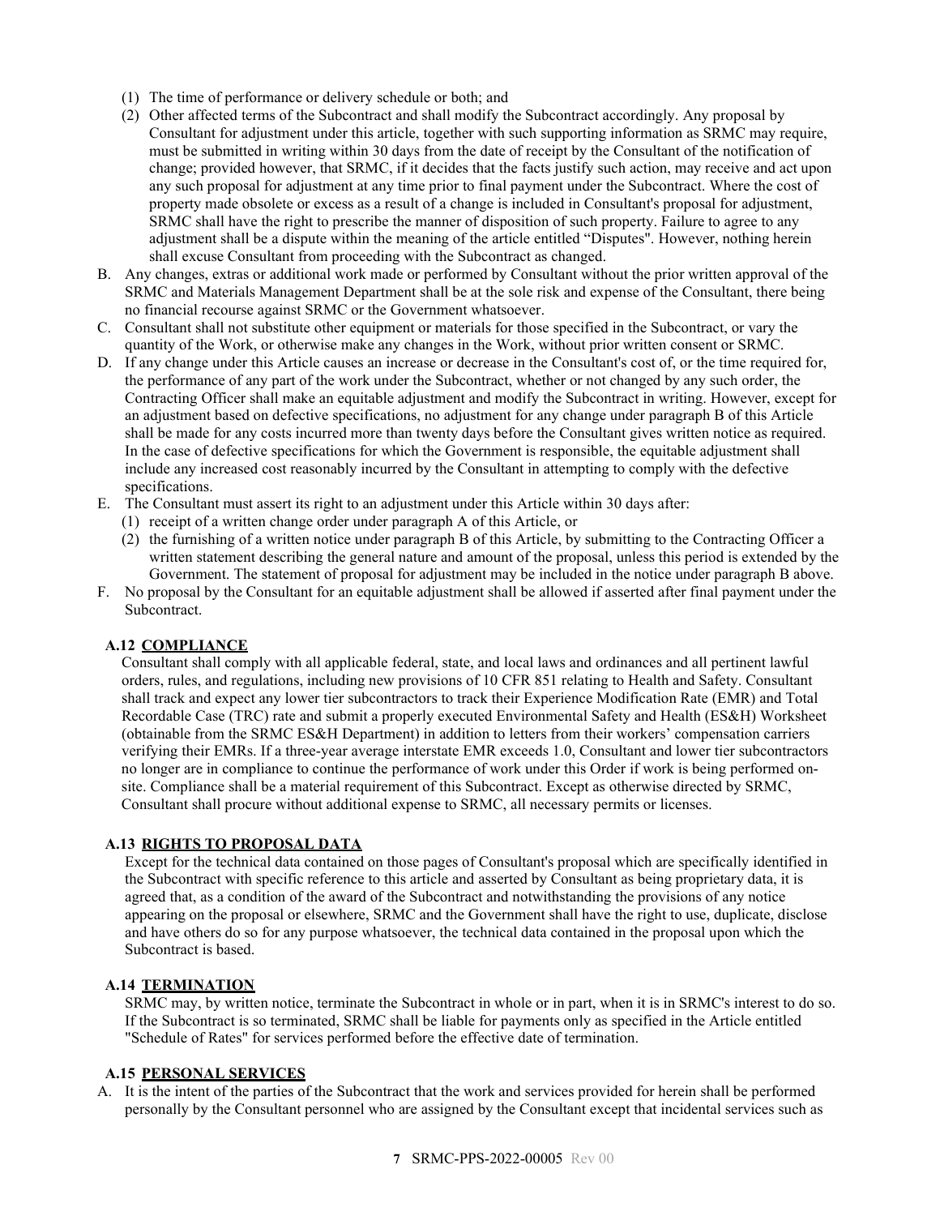(1) The time of performance or delivery schedule or both; and

(2) Other affected terms of the Subcontract and shall modify the Subcontract accordingly. Any proposal by Consultant for adjustment under this article, together with such supporting information as SRMC may require, must be submitted in writing within 30 days from the date of receipt by the Consultant of the notification of change; provided however, that SRMC, if it decides that the facts justify such action, may receive and act upon any such proposal for adjustment at any time prior to final payment under the Subcontract. Where the cost of property made obsolete or excess as a result of a change is included in Consultant's proposal for adjustment, SRMC shall have the right to prescribe the manner of disposition of such property. Failure to agree to any adjustment shall be a dispute within the meaning of the article entitled "Disputes". However, nothing herein shall excuse Consultant from proceeding with the Subcontract as changed.

B. Any changes, extras or additional work made or performed by Consultant without the prior written approval of the SRMC and Materials Management Department shall be at the sole risk and expense of the Consultant, there being no financial recourse against SRMC or the Government whatsoever.

C. Consultant shall not substitute other equipment or materials for those specified in the Subcontract, or vary the quantity of the Work, or otherwise make any changes in the Work, without prior written consent or SRMC.

D. If any change under this Article causes an increase or decrease in the Consultant's cost of, or the time required for, the performance of any part of the work under the Subcontract, whether or not changed by any such order, the Contracting Officer shall make an equitable adjustment and modify the Subcontract in writing. However, except for an adjustment based on defective specifications, no adjustment for any change under paragraph B of this Article shall be made for any costs incurred more than twenty days before the Consultant gives written notice as required. In the case of defective specifications for which the Government is responsible, the equitable adjustment shall include any increased cost reasonably incurred by the Consultant in attempting to comply with the defective specifications.

E. The Consultant must assert its right to an adjustment under this Article within 30 days after:

(1) receipt of a written change order under paragraph A of this Article, or

(2) the furnishing of a written notice under paragraph B of this Article, by submitting to the Contracting Officer a written statement describing the general nature and amount of the proposal, unless this period is extended by the Government. The statement of proposal for adjustment may be included in the notice under paragraph B above.

F. No proposal by the Consultant for an equitable adjustment shall be allowed if asserted after final payment under the Subcontract.

### A.12 COMPLIANCE

Consultant shall comply with all applicable federal, state, and local laws and ordinances and all pertinent lawful orders, rules, and regulations, including new provisions of 10 CFR 851 relating to Health and Safety. Consultant shall track and expect any lower tier subcontractors to track their Experience Modification Rate (EMR) and Total Recordable Case (TRC) rate and submit a properly executed Environmental Safety and Health (ES&H) Worksheet (obtainable from the SRMC ES&H Department) in addition to letters from their workers' compensation carriers verifying their EMRs. If a three-year average interstate EMR exceeds 1.0, Consultant and lower tier subcontractors no longer are in compliance to continue the performance of work under this Order if work is being performed on-site. Compliance shall be a material requirement of this Subcontract. Except as otherwise directed by SRMC, Consultant shall procure without additional expense to SRMC, all necessary permits or licenses.

### A.13 RIGHTS TO PROPOSAL DATA

Except for the technical data contained on those pages of Consultant's proposal which are specifically identified in the Subcontract with specific reference to this article and asserted by Consultant as being proprietary data, it is agreed that, as a condition of the award of the Subcontract and notwithstanding the provisions of any notice appearing on the proposal or elsewhere, SRMC and the Government shall have the right to use, duplicate, disclose and have others do so for any purpose whatsoever, the technical data contained in the proposal upon which the Subcontract is based.

### A.14 TERMINATION

SRMC may, by written notice, terminate the Subcontract in whole or in part, when it is in SRMC's interest to do so. If the Subcontract is so terminated, SRMC shall be liable for payments only as specified in the Article entitled "Schedule of Rates" for services performed before the effective date of termination.

### A.15 PERSONAL SERVICES

A. It is the intent of the parties of the Subcontract that the work and services provided for herein shall be performed personally by the Consultant personnel who are assigned by the Consultant except that incidental services such as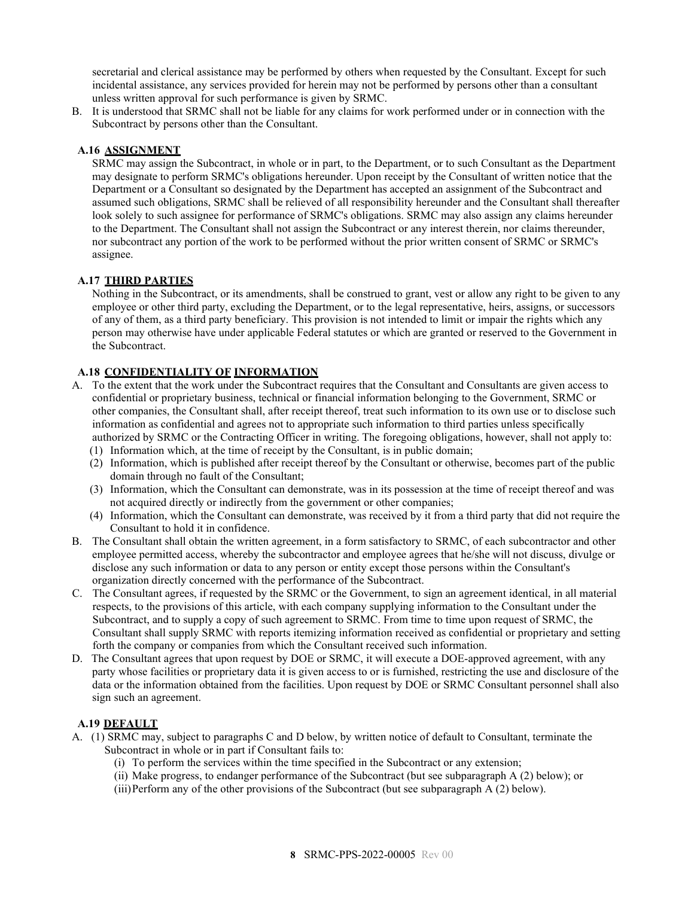secretarial and clerical assistance may be performed by others when requested by the Consultant. Except for such incidental assistance, any services provided for herein may not be performed by persons other than a consultant unless written approval for such performance is given by SRMC.

B. It is understood that SRMC shall not be liable for any claims for work performed under or in connection with the Subcontract by persons other than the Consultant.

### A.16 ASSIGNMENT

SRMC may assign the Subcontract, in whole or in part, to the Department, or to such Consultant as the Department may designate to perform SRMC's obligations hereunder. Upon receipt by the Consultant of written notice that the Department or a Consultant so designated by the Department has accepted an assignment of the Subcontract and assumed such obligations, SRMC shall be relieved of all responsibility hereunder and the Consultant shall thereafter look solely to such assignee for performance of SRMC's obligations. SRMC may also assign any claims hereunder to the Department. The Consultant shall not assign the Subcontract or any interest therein, nor claims thereunder, nor subcontract any portion of the work to be performed without the prior written consent of SRMC or SRMC's assignee.

### A.17 THIRD PARTIES

Nothing in the Subcontract, or its amendments, shall be construed to grant, vest or allow any right to be given to any employee or other third party, excluding the Department, or to the legal representative, heirs, assigns, or successors of any of them, as a third party beneficiary. This provision is not intended to limit or impair the rights which any person may otherwise have under applicable Federal statutes or which are granted or reserved to the Government in the Subcontract.

### A.18 CONFIDENTIALITY OF INFORMATION

A. To the extent that the work under the Subcontract requires that the Consultant and Consultants are given access to confidential or proprietary business, technical or financial information belonging to the Government, SRMC or other companies, the Consultant shall, after receipt thereof, treat such information to its own use or to disclose such information as confidential and agrees not to appropriate such information to third parties unless specifically authorized by SRMC or the Contracting Officer in writing. The foregoing obligations, however, shall not apply to:
   (1) Information which, at the time of receipt by the Consultant, is in public domain;
   (2) Information, which is published after receipt thereof by the Consultant or otherwise, becomes part of the public domain through no fault of the Consultant;
   (3) Information, which the Consultant can demonstrate, was in its possession at the time of receipt thereof and was not acquired directly or indirectly from the government or other companies;
   (4) Information, which the Consultant can demonstrate, was received by it from a third party that did not require the Consultant to hold it in confidence.

B. The Consultant shall obtain the written agreement, in a form satisfactory to SRMC, of each subcontractor and other employee permitted access, whereby the subcontractor and employee agrees that he/she will not discuss, divulge or disclose any such information or data to any person or entity except those persons within the Consultant's organization directly concerned with the performance of the Subcontract.

C. The Consultant agrees, if requested by the SRMC or the Government, to sign an agreement identical, in all material respects, to the provisions of this article, with each company supplying information to the Consultant under the Subcontract, and to supply a copy of such agreement to SRMC. From time to time upon request of SRMC, the Consultant shall supply SRMC with reports itemizing information received as confidential or proprietary and setting forth the company or companies from which the Consultant received such information.

D. The Consultant agrees that upon request by DOE or SRMC, it will execute a DOE-approved agreement, with any party whose facilities or proprietary data it is given access to or is furnished, restricting the use and disclosure of the data or the information obtained from the facilities. Upon request by DOE or SRMC Consultant personnel shall also sign such an agreement.

### A.19 DEFAULT

A. (1) SRMC may, subject to paragraphs C and D below, by written notice of default to Consultant, terminate the Subcontract in whole or in part if Consultant fails to:
   (i) To perform the services within the time specified in the Subcontract or any extension;
   (ii) Make progress, to endanger performance of the Subcontract (but see subparagraph A (2) below); or
   (iii) Perform any of the other provisions of the Subcontract (but see subparagraph A (2) below).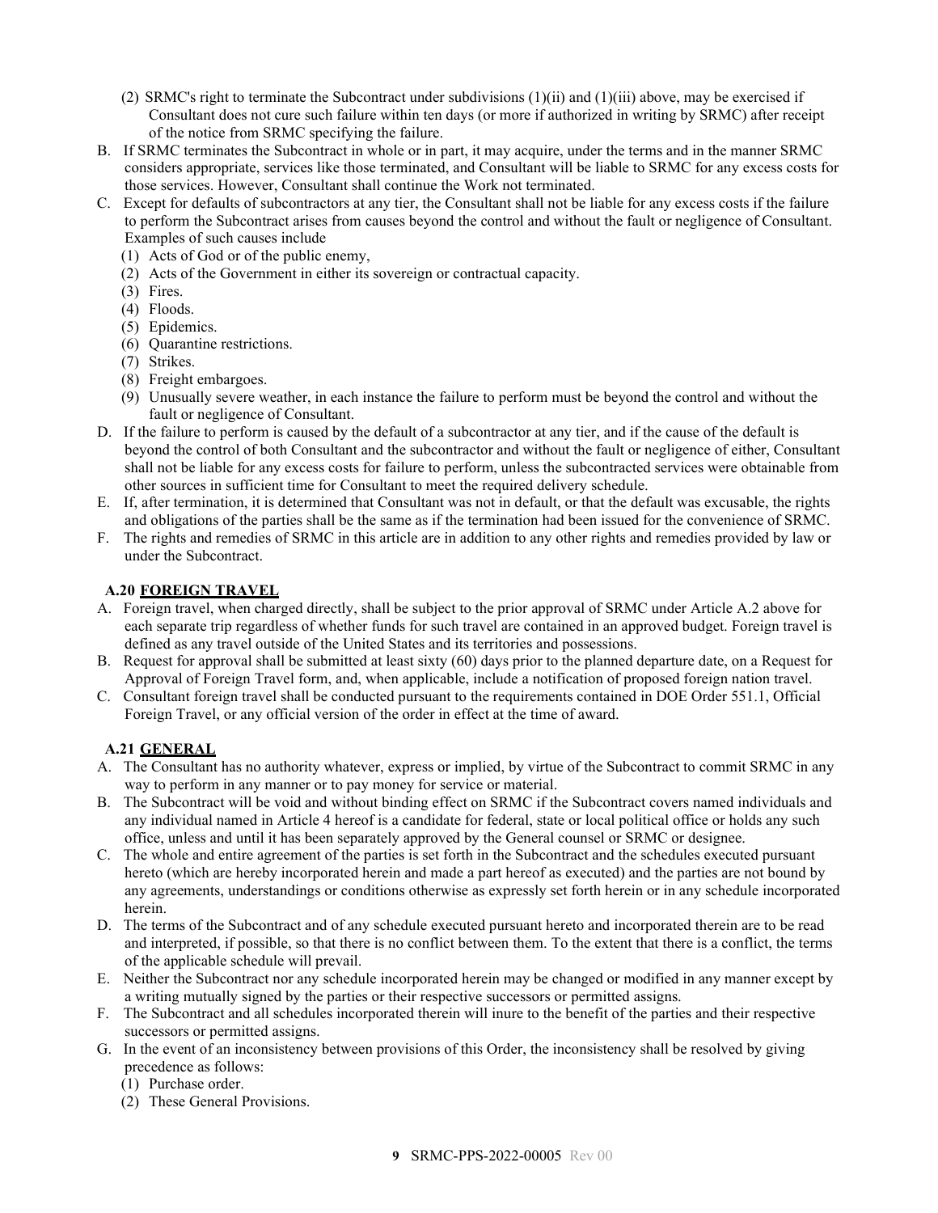(2) SRMC's right to terminate the Subcontract under subdivisions (1)(ii) and (1)(iii) above, may be exercised if Consultant does not cure such failure within ten days (or more if authorized in writing by SRMC) after receipt of the notice from SRMC specifying the failure.

B. If SRMC terminates the Subcontract in whole or in part, it may acquire, under the terms and in the manner SRMC considers appropriate, services like those terminated, and Consultant will be liable to SRMC for any excess costs for those services. However, Consultant shall continue the Work not terminated.

C. Except for defaults of subcontractors at any tier, the Consultant shall not be liable for any excess costs if the failure to perform the Subcontract arises from causes beyond the control and without the fault or negligence of Consultant. Examples of such causes include

(1) Acts of God or of the public enemy,
(2) Acts of the Government in either its sovereign or contractual capacity.
(3) Fires.
(4) Floods.
(5) Epidemics.
(6) Quarantine restrictions.
(7) Strikes.
(8) Freight embargoes.
(9) Unusually severe weather, in each instance the failure to perform must be beyond the control and without the fault or negligence of Consultant.

D. If the failure to perform is caused by the default of a subcontractor at any tier, and if the cause of the default is beyond the control of both Consultant and the subcontractor and without the fault or negligence of either, Consultant shall not be liable for any excess costs for failure to perform, unless the subcontracted services were obtainable from other sources in sufficient time for Consultant to meet the required delivery schedule.

E. If, after termination, it is determined that Consultant was not in default, or that the default was excusable, the rights and obligations of the parties shall be the same as if the termination had been issued for the convenience of SRMC.

F. The rights and remedies of SRMC in this article are in addition to any other rights and remedies provided by law or under the Subcontract.

### A.20 FOREIGN TRAVEL

A. Foreign travel, when charged directly, shall be subject to the prior approval of SRMC under Article A.2 above for each separate trip regardless of whether funds for such travel are contained in an approved budget. Foreign travel is defined as any travel outside of the United States and its territories and possessions.

B. Request for approval shall be submitted at least sixty (60) days prior to the planned departure date, on a Request for Approval of Foreign Travel form, and, when applicable, include a notification of proposed foreign nation travel.

C. Consultant foreign travel shall be conducted pursuant to the requirements contained in DOE Order 551.1, Official Foreign Travel, or any official version of the order in effect at the time of award.

### A.21 GENERAL

A. The Consultant has no authority whatever, express or implied, by virtue of the Subcontract to commit SRMC in any way to perform in any manner or to pay money for service or material.

B. The Subcontract will be void and without binding effect on SRMC if the Subcontract covers named individuals and any individual named in Article 4 hereof is a candidate for federal, state or local political office or holds any such office, unless and until it has been separately approved by the General counsel or SRMC or designee.

C. The whole and entire agreement of the parties is set forth in the Subcontract and the schedules executed pursuant hereto (which are hereby incorporated herein and made a part hereof as executed) and the parties are not bound by any agreements, understandings or conditions otherwise as expressly set forth herein or in any schedule incorporated herein.

D. The terms of the Subcontract and of any schedule executed pursuant hereto and incorporated therein are to be read and interpreted, if possible, so that there is no conflict between them. To the extent that there is a conflict, the terms of the applicable schedule will prevail.

E. Neither the Subcontract nor any schedule incorporated herein may be changed or modified in any manner except by a writing mutually signed by the parties or their respective successors or permitted assigns.

F. The Subcontract and all schedules incorporated therein will inure to the benefit of the parties and their respective successors or permitted assigns.

G. In the event of an inconsistency between provisions of this Order, the inconsistency shall be resolved by giving precedence as follows:

(1) Purchase order.
(2) These General Provisions.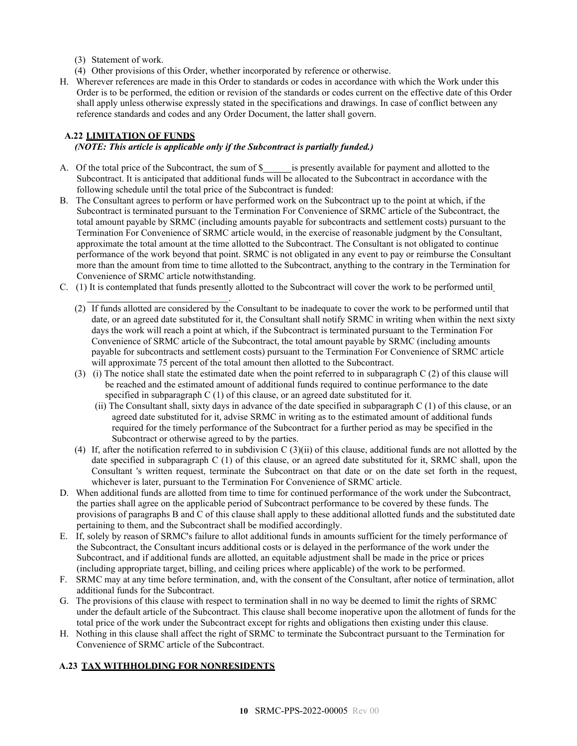(3) Statement of work.
(4) Other provisions of this Order, whether incorporated by reference or otherwise.

H. Wherever references are made in this Order to standards or codes in accordance with which the Work under this Order is to be performed, the edition or revision of the standards or codes current on the effective date of this Order shall apply unless otherwise expressly stated in the specifications and drawings. In case of conflict between any reference standards and codes and any Order Document, the latter shall govern.

### A.22 LIMITATION OF FUNDS

***(NOTE: This article is applicable only if the Subcontract is partially funded.)***

A. Of the total price of the Subcontract, the sum of $______ is presently available for payment and allotted to the Subcontract. It is anticipated that additional funds will be allocated to the Subcontract in accordance with the following schedule until the total price of the Subcontract is funded:

B. The Consultant agrees to perform or have performed work on the Subcontract up to the point at which, if the Subcontract is terminated pursuant to the Termination For Convenience of SRMC article of the Subcontract, the total amount payable by SRMC (including amounts payable for subcontracts and settlement costs) pursuant to the Termination For Convenience of SRMC article would, in the exercise of reasonable judgment by the Consultant, approximate the total amount at the time allotted to the Subcontract. The Consultant is not obligated to continue performance of the work beyond that point. SRMC is not obligated in any event to pay or reimburse the Consultant more than the amount from time to time allotted to the Subcontract, anything to the contrary in the Termination for Convenience of SRMC article notwithstanding.

C. (1) It is contemplated that funds presently allotted to the Subcontract will cover the work to be performed until ______________________________.

(2) If funds allotted are considered by the Consultant to be inadequate to cover the work to be performed until that date, or an agreed date substituted for it, the Consultant shall notify SRMC in writing when within the next sixty days the work will reach a point at which, if the Subcontract is terminated pursuant to the Termination For Convenience of SRMC article of the Subcontract, the total amount payable by SRMC (including amounts payable for subcontracts and settlement costs) pursuant to the Termination For Convenience of SRMC article will approximate 75 percent of the total amount then allotted to the Subcontract.

(3) (i) The notice shall state the estimated date when the point referred to in subparagraph C (2) of this clause will be reached and the estimated amount of additional funds required to continue performance to the date specified in subparagraph C (1) of this clause, or an agreed date substituted for it.

(ii) The Consultant shall, sixty days in advance of the date specified in subparagraph C (1) of this clause, or an agreed date substituted for it, advise SRMC in writing as to the estimated amount of additional funds required for the timely performance of the Subcontract for a further period as may be specified in the Subcontract or otherwise agreed to by the parties.

(4) If, after the notification referred to in subdivision C (3)(ii) of this clause, additional funds are not allotted by the date specified in subparagraph C (1) of this clause, or an agreed date substituted for it, SRMC shall, upon the Consultant 's written request, terminate the Subcontract on that date or on the date set forth in the request, whichever is later, pursuant to the Termination For Convenience of SRMC article.

D. When additional funds are allotted from time to time for continued performance of the work under the Subcontract, the parties shall agree on the applicable period of Subcontract performance to be covered by these funds. The provisions of paragraphs B and C of this clause shall apply to these additional allotted funds and the substituted date pertaining to them, and the Subcontract shall be modified accordingly.

E. If, solely by reason of SRMC's failure to allot additional funds in amounts sufficient for the timely performance of the Subcontract, the Consultant incurs additional costs or is delayed in the performance of the work under the Subcontract, and if additional funds are allotted, an equitable adjustment shall be made in the price or prices (including appropriate target, billing, and ceiling prices where applicable) of the work to be performed.

F. SRMC may at any time before termination, and, with the consent of the Consultant, after notice of termination, allot additional funds for the Subcontract.

G. The provisions of this clause with respect to termination shall in no way be deemed to limit the rights of SRMC under the default article of the Subcontract. This clause shall become inoperative upon the allotment of funds for the total price of the work under the Subcontract except for rights and obligations then existing under this clause.

H. Nothing in this clause shall affect the right of SRMC to terminate the Subcontract pursuant to the Termination for Convenience of SRMC article of the Subcontract.

### A.23 TAX WITHHOLDING FOR NONRESIDENTS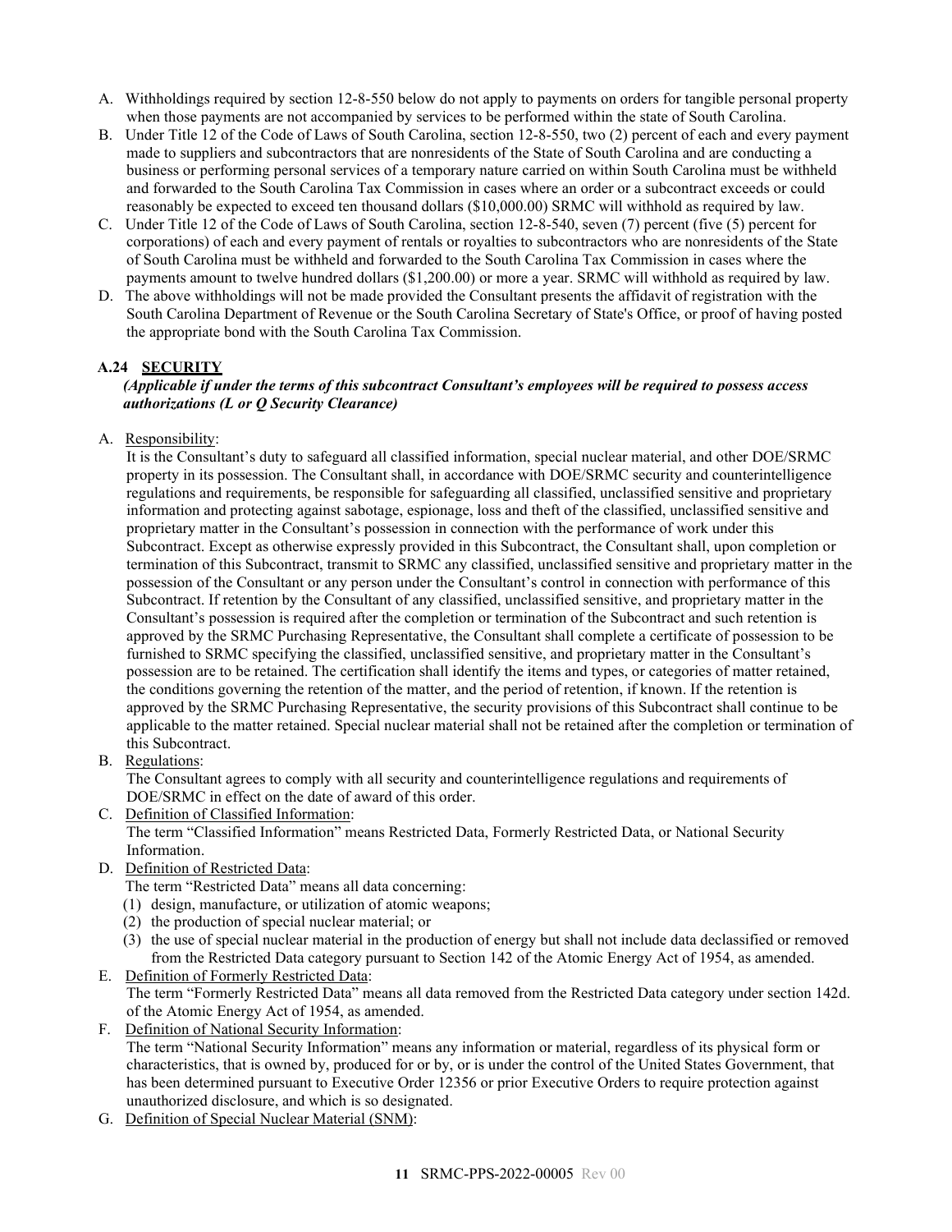A. Withholdings required by section 12-8-550 below do not apply to payments on orders for tangible personal property when those payments are not accompanied by services to be performed within the state of South Carolina.
B. Under Title 12 of the Code of Laws of South Carolina, section 12-8-550, two (2) percent of each and every payment made to suppliers and subcontractors that are nonresidents of the State of South Carolina and are conducting a business or performing personal services of a temporary nature carried on within South Carolina must be withheld and forwarded to the South Carolina Tax Commission in cases where an order or a subcontract exceeds or could reasonably be expected to exceed ten thousand dollars ($10,000.00) SRMC will withhold as required by law.
C. Under Title 12 of the Code of Laws of South Carolina, section 12-8-540, seven (7) percent (five (5) percent for corporations) of each and every payment of rentals or royalties to subcontractors who are nonresidents of the State of South Carolina must be withheld and forwarded to the South Carolina Tax Commission in cases where the payments amount to twelve hundred dollars ($1,200.00) or more a year. SRMC will withhold as required by law.
D. The above withholdings will not be made provided the Consultant presents the affidavit of registration with the South Carolina Department of Revenue or the South Carolina Secretary of State's Office, or proof of having posted the appropriate bond with the South Carolina Tax Commission.

### A.24 SECURITY

***(Applicable if under the terms of this subcontract Consultant's employees will be required to possess access authorizations (L or Q Security Clearance)***

A. Responsibility:
It is the Consultant's duty to safeguard all classified information, special nuclear material, and other DOE/SRMC property in its possession. The Consultant shall, in accordance with DOE/SRMC security and counterintelligence regulations and requirements, be responsible for safeguarding all classified, unclassified sensitive and proprietary information and protecting against sabotage, espionage, loss and theft of the classified, unclassified sensitive and proprietary matter in the Consultant's possession in connection with the performance of work under this Subcontract. Except as otherwise expressly provided in this Subcontract, the Consultant shall, upon completion or termination of this Subcontract, transmit to SRMC any classified, unclassified sensitive and proprietary matter in the possession of the Consultant or any person under the Consultant's control in connection with performance of this Subcontract. If retention by the Consultant of any classified, unclassified sensitive, and proprietary matter in the Consultant's possession is required after the completion or termination of the Subcontract and such retention is approved by the SRMC Purchasing Representative, the Consultant shall complete a certificate of possession to be furnished to SRMC specifying the classified, unclassified sensitive, and proprietary matter in the Consultant's possession are to be retained. The certification shall identify the items and types, or categories of matter retained, the conditions governing the retention of the matter, and the period of retention, if known. If the retention is approved by the SRMC Purchasing Representative, the security provisions of this Subcontract shall continue to be applicable to the matter retained. Special nuclear material shall not be retained after the completion or termination of this Subcontract.

B. Regulations:
The Consultant agrees to comply with all security and counterintelligence regulations and requirements of DOE/SRMC in effect on the date of award of this order.

C. Definition of Classified Information:
The term "Classified Information" means Restricted Data, Formerly Restricted Data, or National Security Information.

D. Definition of Restricted Data:
The term "Restricted Data" means all data concerning:
(1) design, manufacture, or utilization of atomic weapons;
(2) the production of special nuclear material; or
(3) the use of special nuclear material in the production of energy but shall not include data declassified or removed from the Restricted Data category pursuant to Section 142 of the Atomic Energy Act of 1954, as amended.

E. Definition of Formerly Restricted Data:
The term "Formerly Restricted Data" means all data removed from the Restricted Data category under section 142d. of the Atomic Energy Act of 1954, as amended.

F. Definition of National Security Information:
The term "National Security Information" means any information or material, regardless of its physical form or characteristics, that is owned by, produced for or by, or is under the control of the United States Government, that has been determined pursuant to Executive Order 12356 or prior Executive Orders to require protection against unauthorized disclosure, and which is so designated.

G. Definition of Special Nuclear Material (SNM):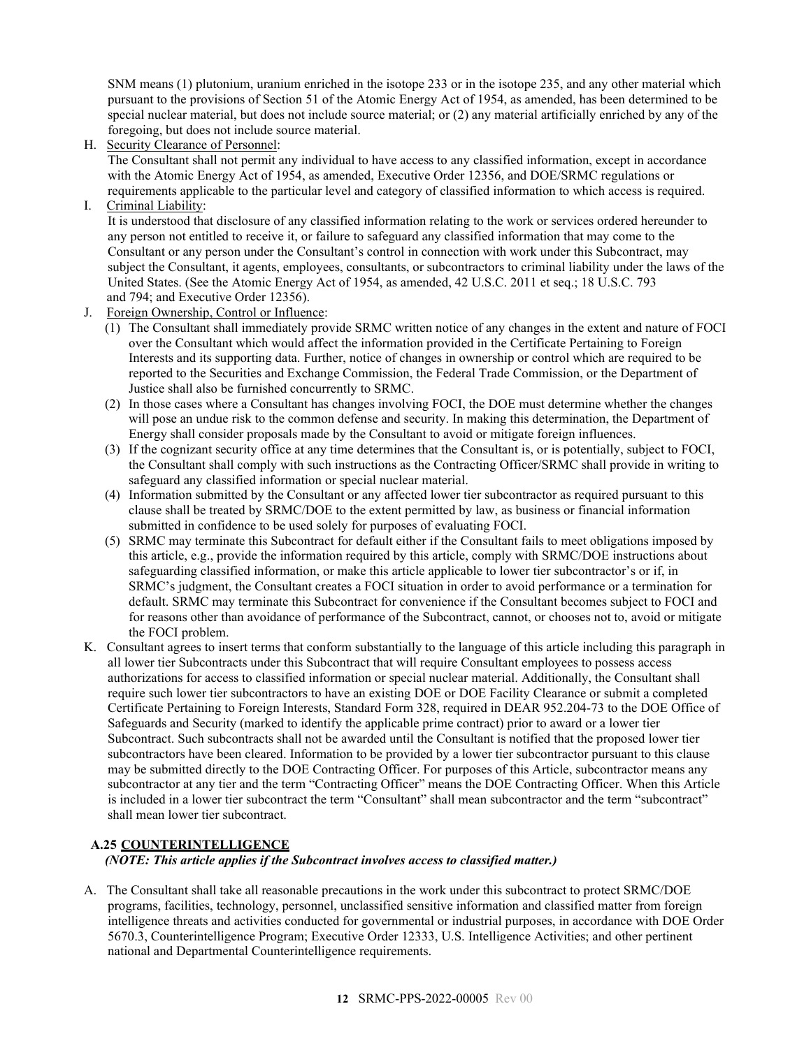SNM means (1) plutonium, uranium enriched in the isotope 233 or in the isotope 235, and any other material which pursuant to the provisions of Section 51 of the Atomic Energy Act of 1954, as amended, has been determined to be special nuclear material, but does not include source material; or (2) any material artificially enriched by any of the foregoing, but does not include source material.

H. Security Clearance of Personnel:
The Consultant shall not permit any individual to have access to any classified information, except in accordance with the Atomic Energy Act of 1954, as amended, Executive Order 12356, and DOE/SRMC regulations or requirements applicable to the particular level and category of classified information to which access is required.

I. Criminal Liability:
It is understood that disclosure of any classified information relating to the work or services ordered hereunder to any person not entitled to receive it, or failure to safeguard any classified information that may come to the Consultant or any person under the Consultant's control in connection with work under this Subcontract, may subject the Consultant, it agents, employees, consultants, or subcontractors to criminal liability under the laws of the United States. (See the Atomic Energy Act of 1954, as amended, 42 U.S.C. 2011 et seq.; 18 U.S.C. 793 and 794; and Executive Order 12356).

J. Foreign Ownership, Control or Influence:
   (1) The Consultant shall immediately provide SRMC written notice of any changes in the extent and nature of FOCI over the Consultant which would affect the information provided in the Certificate Pertaining to Foreign Interests and its supporting data. Further, notice of changes in ownership or control which are required to be reported to the Securities and Exchange Commission, the Federal Trade Commission, or the Department of Justice shall also be furnished concurrently to SRMC.
   (2) In those cases where a Consultant has changes involving FOCI, the DOE must determine whether the changes will pose an undue risk to the common defense and security. In making this determination, the Department of Energy shall consider proposals made by the Consultant to avoid or mitigate foreign influences.
   (3) If the cognizant security office at any time determines that the Consultant is, or is potentially, subject to FOCI, the Consultant shall comply with such instructions as the Contracting Officer/SRMC shall provide in writing to safeguard any classified information or special nuclear material.
   (4) Information submitted by the Consultant or any affected lower tier subcontractor as required pursuant to this clause shall be treated by SRMC/DOE to the extent permitted by law, as business or financial information submitted in confidence to be used solely for purposes of evaluating FOCI.
   (5) SRMC may terminate this Subcontract for default either if the Consultant fails to meet obligations imposed by this article, e.g., provide the information required by this article, comply with SRMC/DOE instructions about safeguarding classified information, or make this article applicable to lower tier subcontractor's or if, in SRMC's judgment, the Consultant creates a FOCI situation in order to avoid performance or a termination for default. SRMC may terminate this Subcontract for convenience if the Consultant becomes subject to FOCI and for reasons other than avoidance of performance of the Subcontract, cannot, or chooses not to, avoid or mitigate the FOCI problem.

K. Consultant agrees to insert terms that conform substantially to the language of this article including this paragraph in all lower tier Subcontracts under this Subcontract that will require Consultant employees to possess access authorizations for access to classified information or special nuclear material. Additionally, the Consultant shall require such lower tier subcontractors to have an existing DOE or DOE Facility Clearance or submit a completed Certificate Pertaining to Foreign Interests, Standard Form 328, required in DEAR 952.204-73 to the DOE Office of Safeguards and Security (marked to identify the applicable prime contract) prior to award or a lower tier Subcontract. Such subcontracts shall not be awarded until the Consultant is notified that the proposed lower tier subcontractors have been cleared. Information to be provided by a lower tier subcontractor pursuant to this clause may be submitted directly to the DOE Contracting Officer. For purposes of this Article, subcontractor means any subcontractor at any tier and the term "Contracting Officer" means the DOE Contracting Officer. When this Article is included in a lower tier subcontract the term "Consultant" shall mean subcontractor and the term "subcontract" shall mean lower tier subcontract.

### A.25 COUNTERINTELLIGENCE

*(NOTE: This article applies if the Subcontract involves access to classified matter.)*

A. The Consultant shall take all reasonable precautions in the work under this subcontract to protect SRMC/DOE programs, facilities, technology, personnel, unclassified sensitive information and classified matter from foreign intelligence threats and activities conducted for governmental or industrial purposes, in accordance with DOE Order 5670.3, Counterintelligence Program; Executive Order 12333, U.S. Intelligence Activities; and other pertinent national and Departmental Counterintelligence requirements.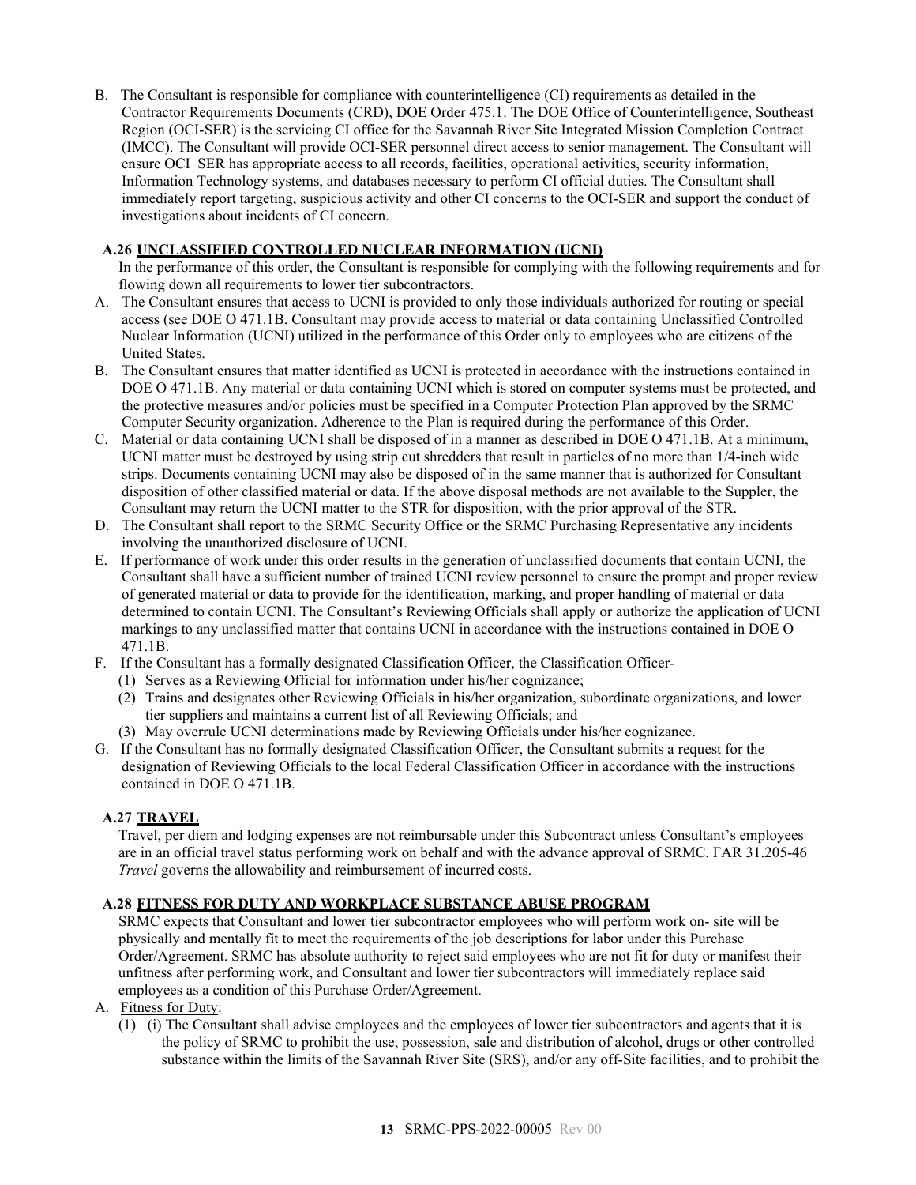B. The Consultant is responsible for compliance with counterintelligence (CI) requirements as detailed in the Contractor Requirements Documents (CRD), DOE Order 475.1. The DOE Office of Counterintelligence, Southeast Region (OCI-SER) is the servicing CI office for the Savannah River Site Integrated Mission Completion Contract (IMCC). The Consultant will provide OCI-SER personnel direct access to senior management. The Consultant will ensure OCI_SER has appropriate access to all records, facilities, operational activities, security information, Information Technology systems, and databases necessary to perform CI official duties. The Consultant shall immediately report targeting, suspicious activity and other CI concerns to the OCI-SER and support the conduct of investigations about incidents of CI concern.

### A.26 UNCLASSIFIED CONTROLLED NUCLEAR INFORMATION (UCNI)

In the performance of this order, the Consultant is responsible for complying with the following requirements and for flowing down all requirements to lower tier subcontractors.

A. The Consultant ensures that access to UCNI is provided to only those individuals authorized for routing or special access (see DOE O 471.1B. Consultant may provide access to material or data containing Unclassified Controlled Nuclear Information (UCNI) utilized in the performance of this Order only to employees who are citizens of the United States.
B. The Consultant ensures that matter identified as UCNI is protected in accordance with the instructions contained in DOE O 471.1B. Any material or data containing UCNI which is stored on computer systems must be protected, and the protective measures and/or policies must be specified in a Computer Protection Plan approved by the SRMC Computer Security organization. Adherence to the Plan is required during the performance of this Order.
C. Material or data containing UCNI shall be disposed of in a manner as described in DOE O 471.1B. At a minimum, UCNI matter must be destroyed by using strip cut shredders that result in particles of no more than 1/4-inch wide strips. Documents containing UCNI may also be disposed of in the same manner that is authorized for Consultant disposition of other classified material or data. If the above disposal methods are not available to the Suppler, the Consultant may return the UCNI matter to the STR for disposition, with the prior approval of the STR.
D. The Consultant shall report to the SRMC Security Office or the SRMC Purchasing Representative any incidents involving the unauthorized disclosure of UCNI.
E. If performance of work under this order results in the generation of unclassified documents that contain UCNI, the Consultant shall have a sufficient number of trained UCNI review personnel to ensure the prompt and proper review of generated material or data to provide for the identification, marking, and proper handling of material or data determined to contain UCNI. The Consultant's Reviewing Officials shall apply or authorize the application of UCNI markings to any unclassified matter that contains UCNI in accordance with the instructions contained in DOE O 471.1B.
F. If the Consultant has a formally designated Classification Officer, the Classification Officer-
   (1) Serves as a Reviewing Official for information under his/her cognizance;
   (2) Trains and designates other Reviewing Officials in his/her organization, subordinate organizations, and lower tier suppliers and maintains a current list of all Reviewing Officials; and
   (3) May overrule UCNI determinations made by Reviewing Officials under his/her cognizance.
G. If the Consultant has no formally designated Classification Officer, the Consultant submits a request for the designation of Reviewing Officials to the local Federal Classification Officer in accordance with the instructions contained in DOE O 471.1B.

### A.27 TRAVEL

Travel, per diem and lodging expenses are not reimbursable under this Subcontract unless Consultant's employees are in an official travel status performing work on behalf and with the advance approval of SRMC. FAR 31.205-46 *Travel* governs the allowability and reimbursement of incurred costs.

### A.28 FITNESS FOR DUTY AND WORKPLACE SUBSTANCE ABUSE PROGRAM

SRMC expects that Consultant and lower tier subcontractor employees who will perform work on- site will be physically and mentally fit to meet the requirements of the job descriptions for labor under this Purchase Order/Agreement. SRMC has absolute authority to reject said employees who are not fit for duty or manifest their unfitness after performing work, and Consultant and lower tier subcontractors will immediately replace said employees as a condition of this Purchase Order/Agreement.

A. Fitness for Duty:
   (1) (i) The Consultant shall advise employees and the employees of lower tier subcontractors and agents that it is the policy of SRMC to prohibit the use, possession, sale and distribution of alcohol, drugs or other controlled substance within the limits of the Savannah River Site (SRS), and/or any off-Site facilities, and to prohibit the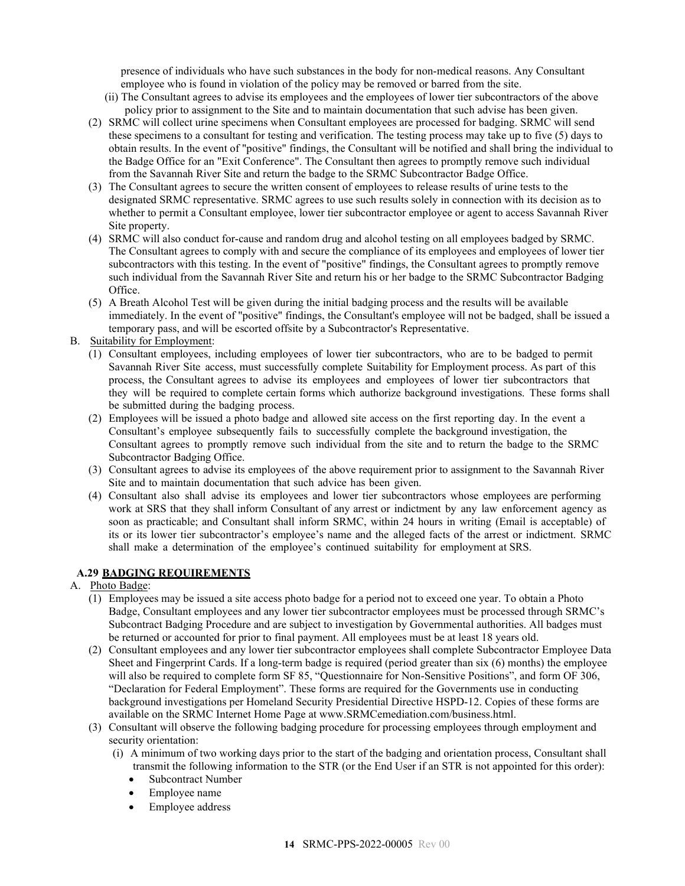presence of individuals who have such substances in the body for non-medical reasons. Any Consultant employee who is found in violation of the policy may be removed or barred from the site.

(ii) The Consultant agrees to advise its employees and the employees of lower tier subcontractors of the above policy prior to assignment to the Site and to maintain documentation that such advise has been given.

(2) SRMC will collect urine specimens when Consultant employees are processed for badging. SRMC will send these specimens to a consultant for testing and verification. The testing process may take up to five (5) days to obtain results. In the event of "positive" findings, the Consultant will be notified and shall bring the individual to the Badge Office for an "Exit Conference". The Consultant then agrees to promptly remove such individual from the Savannah River Site and return the badge to the SRMC Subcontractor Badge Office.

(3) The Consultant agrees to secure the written consent of employees to release results of urine tests to the designated SRMC representative. SRMC agrees to use such results solely in connection with its decision as to whether to permit a Consultant employee, lower tier subcontractor employee or agent to access Savannah River Site property.

(4) SRMC will also conduct for-cause and random drug and alcohol testing on all employees badged by SRMC. The Consultant agrees to comply with and secure the compliance of its employees and employees of lower tier subcontractors with this testing. In the event of "positive" findings, the Consultant agrees to promptly remove such individual from the Savannah River Site and return his or her badge to the SRMC Subcontractor Badging Office.

(5) A Breath Alcohol Test will be given during the initial badging process and the results will be available immediately. In the event of "positive" findings, the Consultant's employee will not be badged, shall be issued a temporary pass, and will be escorted offsite by a Subcontractor's Representative.

B. Suitability for Employment:

(1) Consultant employees, including employees of lower tier subcontractors, who are to be badged to permit Savannah River Site access, must successfully complete Suitability for Employment process. As part of this process, the Consultant agrees to advise its employees and employees of lower tier subcontractors that they will be required to complete certain forms which authorize background investigations. These forms shall be submitted during the badging process.

(2) Employees will be issued a photo badge and allowed site access on the first reporting day. In the event a Consultant's employee subsequently fails to successfully complete the background investigation, the Consultant agrees to promptly remove such individual from the site and to return the badge to the SRMC Subcontractor Badging Office.

(3) Consultant agrees to advise its employees of the above requirement prior to assignment to the Savannah River Site and to maintain documentation that such advice has been given.

(4) Consultant also shall advise its employees and lower tier subcontractors whose employees are performing work at SRS that they shall inform Consultant of any arrest or indictment by any law enforcement agency as soon as practicable; and Consultant shall inform SRMC, within 24 hours in writing (Email is acceptable) of its or its lower tier subcontractor's employee's name and the alleged facts of the arrest or indictment. SRMC shall make a determination of the employee's continued suitability for employment at SRS.

### A.29 BADGING REQUIREMENTS

A. Photo Badge:

(1) Employees may be issued a site access photo badge for a period not to exceed one year. To obtain a Photo Badge, Consultant employees and any lower tier subcontractor employees must be processed through SRMC's Subcontract Badging Procedure and are subject to investigation by Governmental authorities. All badges must be returned or accounted for prior to final payment. All employees must be at least 18 years old.

(2) Consultant employees and any lower tier subcontractor employees shall complete Subcontractor Employee Data Sheet and Fingerprint Cards. If a long-term badge is required (period greater than six (6) months) the employee will also be required to complete form SF 85, "Questionnaire for Non-Sensitive Positions", and form OF 306, "Declaration for Federal Employment". These forms are required for the Governments use in conducting background investigations per Homeland Security Presidential Directive HSPD-12. Copies of these forms are available on the SRMC Internet Home Page at www.SRMCemediation.com/business.html.

(3) Consultant will observe the following badging procedure for processing employees through employment and security orientation:

(i) A minimum of two working days prior to the start of the badging and orientation process, Consultant shall transmit the following information to the STR (or the End User if an STR is not appointed for this order):

- Subcontract Number
- Employee name
- Employee address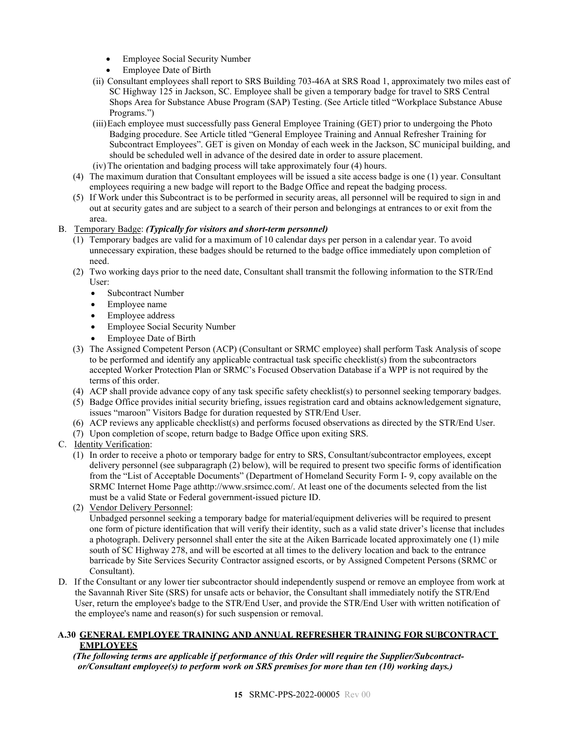- Employee Social Security Number
- Employee Date of Birth

(ii) Consultant employees shall report to SRS Building 703-46A at SRS Road 1, approximately two miles east of SC Highway 125 in Jackson, SC. Employee shall be given a temporary badge for travel to SRS Central Shops Area for Substance Abuse Program (SAP) Testing. (See Article titled "Workplace Substance Abuse Programs.")

(iii) Each employee must successfully pass General Employee Training (GET) prior to undergoing the Photo Badging procedure. See Article titled "General Employee Training and Annual Refresher Training for Subcontract Employees". GET is given on Monday of each week in the Jackson, SC municipal building, and should be scheduled well in advance of the desired date in order to assure placement.

(iv) The orientation and badging process will take approximately four (4) hours.

(4) The maximum duration that Consultant employees will be issued a site access badge is one (1) year. Consultant employees requiring a new badge will report to the Badge Office and repeat the badging process.

(5) If Work under this Subcontract is to be performed in security areas, all personnel will be required to sign in and out at security gates and are subject to a search of their person and belongings at entrances to or exit from the area.

B. Temporary Badge: ***(Typically for visitors and short-term personnel)***

(1) Temporary badges are valid for a maximum of 10 calendar days per person in a calendar year. To avoid unnecessary expiration, these badges should be returned to the badge office immediately upon completion of need.

(2) Two working days prior to the need date, Consultant shall transmit the following information to the STR/End User:

- Subcontract Number
- Employee name
- Employee address
- Employee Social Security Number
- Employee Date of Birth

(3) The Assigned Competent Person (ACP) (Consultant or SRMC employee) shall perform Task Analysis of scope to be performed and identify any applicable contractual task specific checklist(s) from the subcontractors accepted Worker Protection Plan or SRMC's Focused Observation Database if a WPP is not required by the terms of this order.

(4) ACP shall provide advance copy of any task specific safety checklist(s) to personnel seeking temporary badges.

(5) Badge Office provides initial security briefing, issues registration card and obtains acknowledgement signature, issues "maroon" Visitors Badge for duration requested by STR/End User.

(6) ACP reviews any applicable checklist(s) and performs focused observations as directed by the STR/End User.

(7) Upon completion of scope, return badge to Badge Office upon exiting SRS.

C. Identity Verification:

(1) In order to receive a photo or temporary badge for entry to SRS, Consultant/subcontractor employees, except delivery personnel (see subparagraph (2) below), will be required to present two specific forms of identification from the "List of Acceptable Documents" (Department of Homeland Security Form I- 9, copy available on the SRMC Internet Home Page athttp://www.srsimcc.com/. At least one of the documents selected from the list must be a valid State or Federal government-issued picture ID.

(2) Vendor Delivery Personnel:
Unbadged personnel seeking a temporary badge for material/equipment deliveries will be required to present one form of picture identification that will verify their identity, such as a valid state driver's license that includes a photograph. Delivery personnel shall enter the site at the Aiken Barricade located approximately one (1) mile south of SC Highway 278, and will be escorted at all times to the delivery location and back to the entrance barricade by Site Services Security Contractor assigned escorts, or by Assigned Competent Persons (SRMC or Consultant).

D. If the Consultant or any lower tier subcontractor should independently suspend or remove an employee from work at the Savannah River Site (SRS) for unsafe acts or behavior, the Consultant shall immediately notify the STR/End User, return the employee's badge to the STR/End User, and provide the STR/End User with written notification of the employee's name and reason(s) for such suspension or removal.

### A.30 GENERAL EMPLOYEE TRAINING AND ANNUAL REFRESHER TRAINING FOR SUBCONTRACT EMPLOYEES

***(The following terms are applicable if performance of this Order will require the Supplier/Subcontractor/Consultant employee(s) to perform work on SRS premises for more than ten (10) working days.)***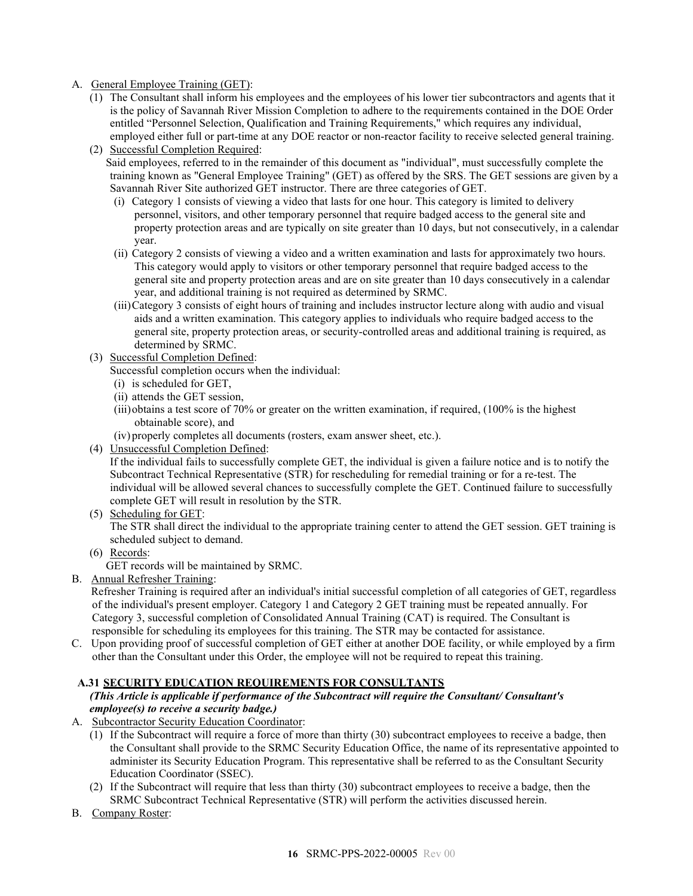A. <u>General Employee Training (GET)</u>:
   (1) The Consultant shall inform his employees and the employees of his lower tier subcontractors and agents that it is the policy of Savannah River Mission Completion to adhere to the requirements contained in the DOE Order entitled "Personnel Selection, Qualification and Training Requirements," which requires any individual, employed either full or part-time at any DOE reactor or non-reactor facility to receive selected general training.
   (2) <u>Successful Completion Required</u>:
   Said employees, referred to in the remainder of this document as "individual", must successfully complete the training known as "General Employee Training" (GET) as offered by the SRS. The GET sessions are given by a Savannah River Site authorized GET instructor. There are three categories of GET.
      (i) Category 1 consists of viewing a video that lasts for one hour. This category is limited to delivery personnel, visitors, and other temporary personnel that require badged access to the general site and property protection areas and are typically on site greater than 10 days, but not consecutively, in a calendar year.
      (ii) Category 2 consists of viewing a video and a written examination and lasts for approximately two hours. This category would apply to visitors or other temporary personnel that require badged access to the general site and property protection areas and are on site greater than 10 days consecutively in a calendar year, and additional training is not required as determined by SRMC.
      (iii) Category 3 consists of eight hours of training and includes instructor lecture along with audio and visual aids and a written examination. This category applies to individuals who require badged access to the general site, property protection areas, or security-controlled areas and additional training is required, as determined by SRMC.
   (3) <u>Successful Completion Defined</u>:
   Successful completion occurs when the individual:
      (i) is scheduled for GET,
      (ii) attends the GET session,
      (iii) obtains a test score of 70% or greater on the written examination, if required, (100% is the highest obtainable score), and
      (iv) properly completes all documents (rosters, exam answer sheet, etc.).
   (4) <u>Unsuccessful Completion Defined</u>:
   If the individual fails to successfully complete GET, the individual is given a failure notice and is to notify the Subcontract Technical Representative (STR) for rescheduling for remedial training or for a re-test. The individual will be allowed several chances to successfully complete the GET. Continued failure to successfully complete GET will result in resolution by the STR.
   (5) <u>Scheduling for GET</u>:
   The STR shall direct the individual to the appropriate training center to attend the GET session. GET training is scheduled subject to demand.
   (6) <u>Records</u>:
   GET records will be maintained by SRMC.

B. <u>Annual Refresher Training</u>:
   Refresher Training is required after an individual's initial successful completion of all categories of GET, regardless of the individual's present employer. Category 1 and Category 2 GET training must be repeated annually. For Category 3, successful completion of Consolidated Annual Training (CAT) is required. The Consultant is responsible for scheduling its employees for this training. The STR may be contacted for assistance.

C. Upon providing proof of successful completion of GET either at another DOE facility, or while employed by a firm other than the Consultant under this Order, the employee will not be required to repeat this training.

### A.31 SECURITY EDUCATION REQUIREMENTS FOR CONSULTANTS

***(This Article is applicable if performance of the Subcontract will require the Consultant/ Consultant's employee(s) to receive a security badge.)***

A. <u>Subcontractor Security Education Coordinator</u>:
   (1) If the Subcontract will require a force of more than thirty (30) subcontract employees to receive a badge, then the Consultant shall provide to the SRMC Security Education Office, the name of its representative appointed to administer its Security Education Program. This representative shall be referred to as the Consultant Security Education Coordinator (SSEC).
   (2) If the Subcontract will require that less than thirty (30) subcontract employees to receive a badge, then the SRMC Subcontract Technical Representative (STR) will perform the activities discussed herein.

B. <u>Company Roster</u>: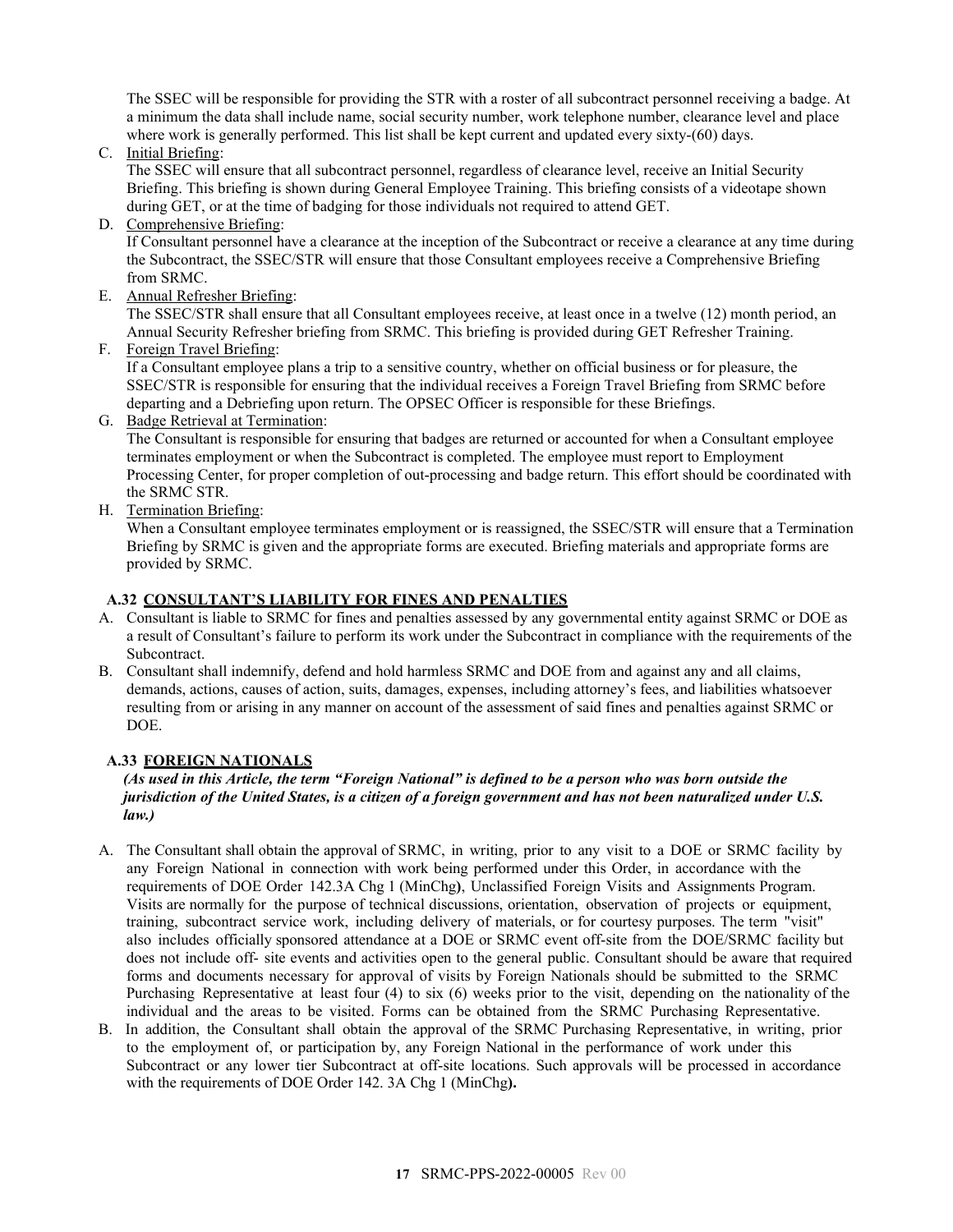The SSEC will be responsible for providing the STR with a roster of all subcontract personnel receiving a badge. At a minimum the data shall include name, social security number, work telephone number, clearance level and place where work is generally performed. This list shall be kept current and updated every sixty-(60) days.

C. Initial Briefing:
The SSEC will ensure that all subcontract personnel, regardless of clearance level, receive an Initial Security Briefing. This briefing is shown during General Employee Training. This briefing consists of a videotape shown during GET, or at the time of badging for those individuals not required to attend GET.

D. Comprehensive Briefing:
If Consultant personnel have a clearance at the inception of the Subcontract or receive a clearance at any time during the Subcontract, the SSEC/STR will ensure that those Consultant employees receive a Comprehensive Briefing from SRMC.

E. Annual Refresher Briefing:
The SSEC/STR shall ensure that all Consultant employees receive, at least once in a twelve (12) month period, an Annual Security Refresher briefing from SRMC. This briefing is provided during GET Refresher Training.

F. Foreign Travel Briefing:
If a Consultant employee plans a trip to a sensitive country, whether on official business or for pleasure, the SSEC/STR is responsible for ensuring that the individual receives a Foreign Travel Briefing from SRMC before departing and a Debriefing upon return. The OPSEC Officer is responsible for these Briefings.

G. Badge Retrieval at Termination:
The Consultant is responsible for ensuring that badges are returned or accounted for when a Consultant employee terminates employment or when the Subcontract is completed. The employee must report to Employment Processing Center, for proper completion of out-processing and badge return. This effort should be coordinated with the SRMC STR.

H. Termination Briefing:
When a Consultant employee terminates employment or is reassigned, the SSEC/STR will ensure that a Termination Briefing by SRMC is given and the appropriate forms are executed. Briefing materials and appropriate forms are provided by SRMC.

## A.32 CONSULTANT'S LIABILITY FOR FINES AND PENALTIES

A. Consultant is liable to SRMC for fines and penalties assessed by any governmental entity against SRMC or DOE as a result of Consultant's failure to perform its work under the Subcontract in compliance with the requirements of the Subcontract.

B. Consultant shall indemnify, defend and hold harmless SRMC and DOE from and against any and all claims, demands, actions, causes of action, suits, damages, expenses, including attorney's fees, and liabilities whatsoever resulting from or arising in any manner on account of the assessment of said fines and penalties against SRMC or DOE.

## A.33 FOREIGN NATIONALS

***(As used in this Article, the term "Foreign National" is defined to be a person who was born outside the jurisdiction of the United States, is a citizen of a foreign government and has not been naturalized under U.S. law.)***

A. The Consultant shall obtain the approval of SRMC, in writing, prior to any visit to a DOE or SRMC facility by any Foreign National in connection with work being performed under this Order, in accordance with the requirements of DOE Order 142.3A Chg 1 (MinChg**)**, Unclassified Foreign Visits and Assignments Program. Visits are normally for the purpose of technical discussions, orientation, observation of projects or equipment, training, subcontract service work, including delivery of materials, or for courtesy purposes. The term "visit" also includes officially sponsored attendance at a DOE or SRMC event off-site from the DOE/SRMC facility but does not include off- site events and activities open to the general public. Consultant should be aware that required forms and documents necessary for approval of visits by Foreign Nationals should be submitted to the SRMC Purchasing Representative at least four (4) to six (6) weeks prior to the visit, depending on the nationality of the individual and the areas to be visited. Forms can be obtained from the SRMC Purchasing Representative.

B. In addition, the Consultant shall obtain the approval of the SRMC Purchasing Representative, in writing, prior to the employment of, or participation by, any Foreign National in the performance of work under this Subcontract or any lower tier Subcontract at off-site locations. Such approvals will be processed in accordance with the requirements of DOE Order 142. 3A Chg 1 (MinChg**).**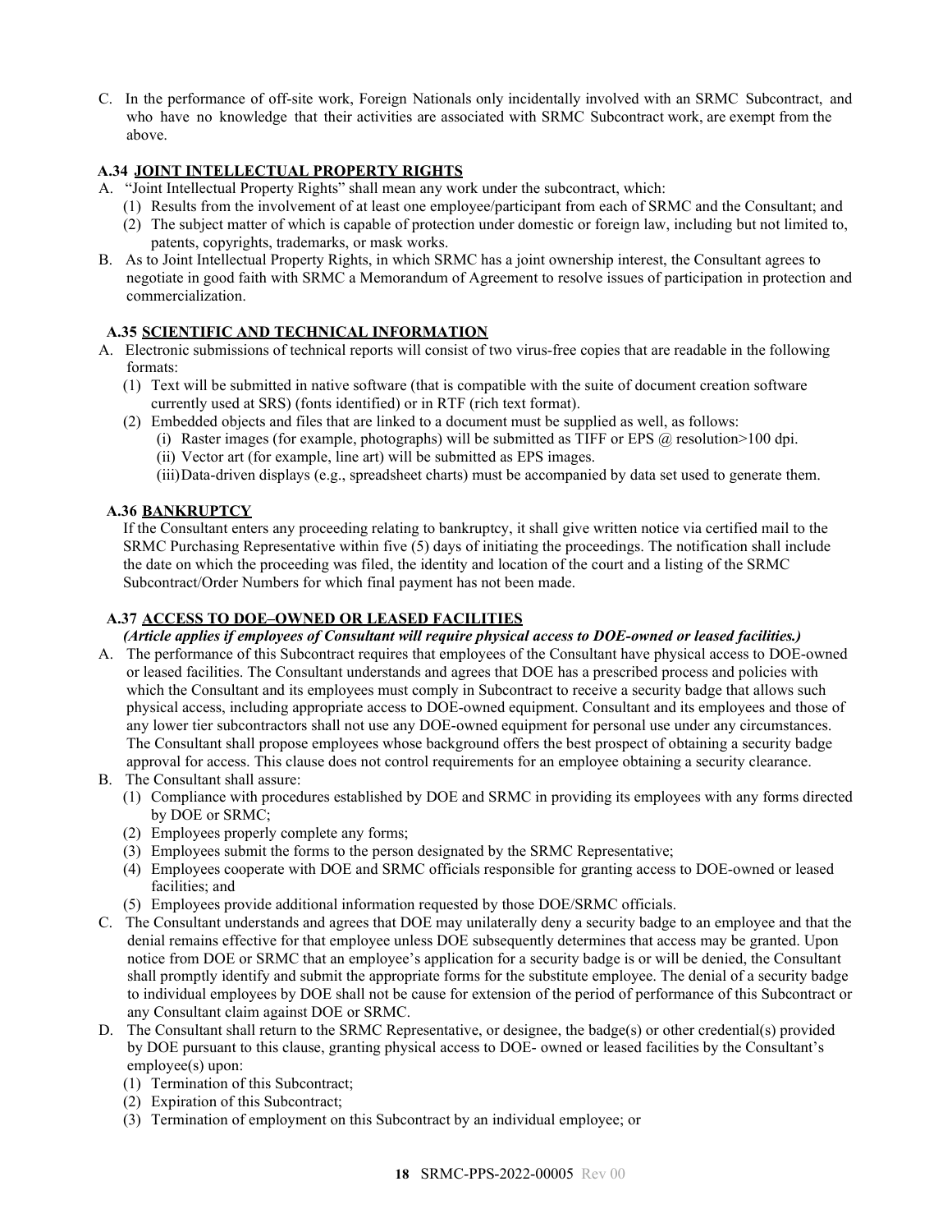C. In the performance of off-site work, Foreign Nationals only incidentally involved with an SRMC Subcontract, and who have no knowledge that their activities are associated with SRMC Subcontract work, are exempt from the above.

### A.34 JOINT INTELLECTUAL PROPERTY RIGHTS

A. "Joint Intellectual Property Rights" shall mean any work under the subcontract, which:
   (1) Results from the involvement of at least one employee/participant from each of SRMC and the Consultant; and
   (2) The subject matter of which is capable of protection under domestic or foreign law, including but not limited to, patents, copyrights, trademarks, or mask works.

B. As to Joint Intellectual Property Rights, in which SRMC has a joint ownership interest, the Consultant agrees to negotiate in good faith with SRMC a Memorandum of Agreement to resolve issues of participation in protection and commercialization.

### A.35 SCIENTIFIC AND TECHNICAL INFORMATION

A. Electronic submissions of technical reports will consist of two virus-free copies that are readable in the following formats:
   (1) Text will be submitted in native software (that is compatible with the suite of document creation software currently used at SRS) (fonts identified) or in RTF (rich text format).
   (2) Embedded objects and files that are linked to a document must be supplied as well, as follows:
      (i) Raster images (for example, photographs) will be submitted as TIFF or EPS @ resolution>100 dpi.
      (ii) Vector art (for example, line art) will be submitted as EPS images.
      (iii) Data-driven displays (e.g., spreadsheet charts) must be accompanied by data set used to generate them.

### A.36 BANKRUPTCY

If the Consultant enters any proceeding relating to bankruptcy, it shall give written notice via certified mail to the SRMC Purchasing Representative within five (5) days of initiating the proceedings. The notification shall include the date on which the proceeding was filed, the identity and location of the court and a listing of the SRMC Subcontract/Order Numbers for which final payment has not been made.

### A.37 ACCESS TO DOE–OWNED OR LEASED FACILITIES

***(Article applies if employees of Consultant will require physical access to DOE-owned or leased facilities.)***

A. The performance of this Subcontract requires that employees of the Consultant have physical access to DOE-owned or leased facilities. The Consultant understands and agrees that DOE has a prescribed process and policies with which the Consultant and its employees must comply in Subcontract to receive a security badge that allows such physical access, including appropriate access to DOE-owned equipment. Consultant and its employees and those of any lower tier subcontractors shall not use any DOE-owned equipment for personal use under any circumstances. The Consultant shall propose employees whose background offers the best prospect of obtaining a security badge approval for access. This clause does not control requirements for an employee obtaining a security clearance.

B. The Consultant shall assure:
   (1) Compliance with procedures established by DOE and SRMC in providing its employees with any forms directed by DOE or SRMC;
   (2) Employees properly complete any forms;
   (3) Employees submit the forms to the person designated by the SRMC Representative;
   (4) Employees cooperate with DOE and SRMC officials responsible for granting access to DOE-owned or leased facilities; and
   (5) Employees provide additional information requested by those DOE/SRMC officials.

C. The Consultant understands and agrees that DOE may unilaterally deny a security badge to an employee and that the denial remains effective for that employee unless DOE subsequently determines that access may be granted. Upon notice from DOE or SRMC that an employee's application for a security badge is or will be denied, the Consultant shall promptly identify and submit the appropriate forms for the substitute employee. The denial of a security badge to individual employees by DOE shall not be cause for extension of the period of performance of this Subcontract or any Consultant claim against DOE or SRMC.

D. The Consultant shall return to the SRMC Representative, or designee, the badge(s) or other credential(s) provided by DOE pursuant to this clause, granting physical access to DOE- owned or leased facilities by the Consultant's employee(s) upon:
   (1) Termination of this Subcontract;
   (2) Expiration of this Subcontract;
   (3) Termination of employment on this Subcontract by an individual employee; or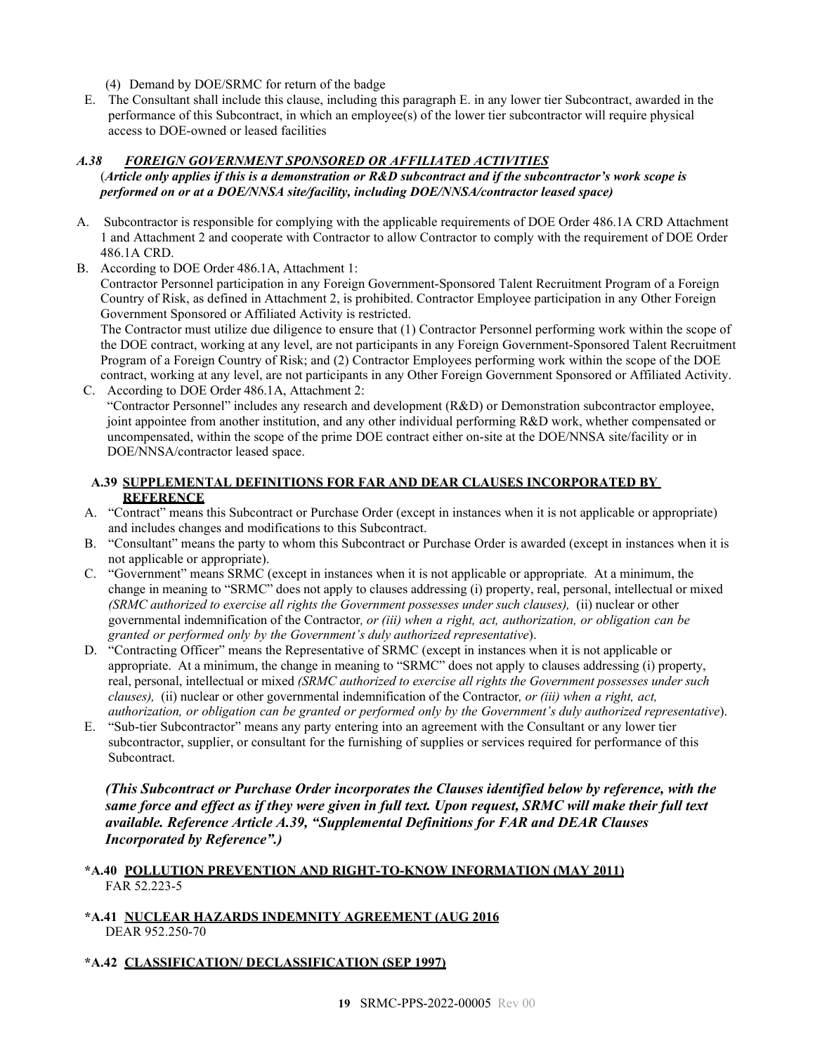(4) Demand by DOE/SRMC for return of the badge

E. The Consultant shall include this clause, including this paragraph E. in any lower tier Subcontract, awarded in the performance of this Subcontract, in which an employee(s) of the lower tier subcontractor will require physical access to DOE-owned or leased facilities

### *A.38 FOREIGN GOVERNMENT SPONSORED OR AFFILIATED ACTIVITIES*

***(Article only applies if this is a demonstration or R&D subcontract and if the subcontractor's work scope is performed on or at a DOE/NNSA site/facility, including DOE/NNSA/contractor leased space)***

A. Subcontractor is responsible for complying with the applicable requirements of DOE Order 486.1A CRD Attachment 1 and Attachment 2 and cooperate with Contractor to allow Contractor to comply with the requirement of DOE Order 486.1A CRD.

B. According to DOE Order 486.1A, Attachment 1:
Contractor Personnel participation in any Foreign Government-Sponsored Talent Recruitment Program of a Foreign Country of Risk, as defined in Attachment 2, is prohibited. Contractor Employee participation in any Other Foreign Government Sponsored or Affiliated Activity is restricted.
The Contractor must utilize due diligence to ensure that (1) Contractor Personnel performing work within the scope of the DOE contract, working at any level, are not participants in any Foreign Government-Sponsored Talent Recruitment Program of a Foreign Country of Risk; and (2) Contractor Employees performing work within the scope of the DOE contract, working at any level, are not participants in any Other Foreign Government Sponsored or Affiliated Activity.

C. According to DOE Order 486.1A, Attachment 2:
"Contractor Personnel" includes any research and development (R&D) or Demonstration subcontractor employee, joint appointee from another institution, and any other individual performing R&D work, whether compensated or uncompensated, within the scope of the prime DOE contract either on-site at the DOE/NNSA site/facility or in DOE/NNSA/contractor leased space.

### A.39 SUPPLEMENTAL DEFINITIONS FOR FAR AND DEAR CLAUSES INCORPORATED BY REFERENCE

A. "Contract" means this Subcontract or Purchase Order (except in instances when it is not applicable or appropriate) and includes changes and modifications to this Subcontract.

B. "Consultant" means the party to whom this Subcontract or Purchase Order is awarded (except in instances when it is not applicable or appropriate).

C. "Government" means SRMC (except in instances when it is not applicable or appropriate*.* At a minimum, the change in meaning to "SRMC" does not apply to clauses addressing (i) property, real, personal, intellectual or mixed *(SRMC authorized to exercise all rights the Government possesses under such clauses),* (ii) nuclear or other governmental indemnification of the Contractor*, or (iii) when a right, act, authorization, or obligation can be granted or performed only by the Government's duly authorized representative*).

D. "Contracting Officer" means the Representative of SRMC (except in instances when it is not applicable or appropriate. At a minimum, the change in meaning to "SRMC" does not apply to clauses addressing (i) property, real, personal, intellectual or mixed *(SRMC authorized to exercise all rights the Government possesses under such clauses),* (ii) nuclear or other governmental indemnification of the Contractor*, or (iii) when a right, act, authorization, or obligation can be granted or performed only by the Government's duly authorized representative*).

E. "Sub-tier Subcontractor" means any party entering into an agreement with the Consultant or any lower tier subcontractor, supplier, or consultant for the furnishing of supplies or services required for performance of this Subcontract.

***(This Subcontract or Purchase Order incorporates the Clauses identified below by reference, with the same force and effect as if they were given in full text. Upon request, SRMC will make their full text available. Reference Article A.39, "Supplemental Definitions for FAR and DEAR Clauses Incorporated by Reference".)***

### *A.40 POLLUTION PREVENTION AND RIGHT-TO-KNOW INFORMATION (MAY 2011)

FAR 52.223-5

### *A.41 NUCLEAR HAZARDS INDEMNITY AGREEMENT (AUG 2016

DEAR 952.250-70

### *A.42 CLASSIFICATION/ DECLASSIFICATION (SEP 1997)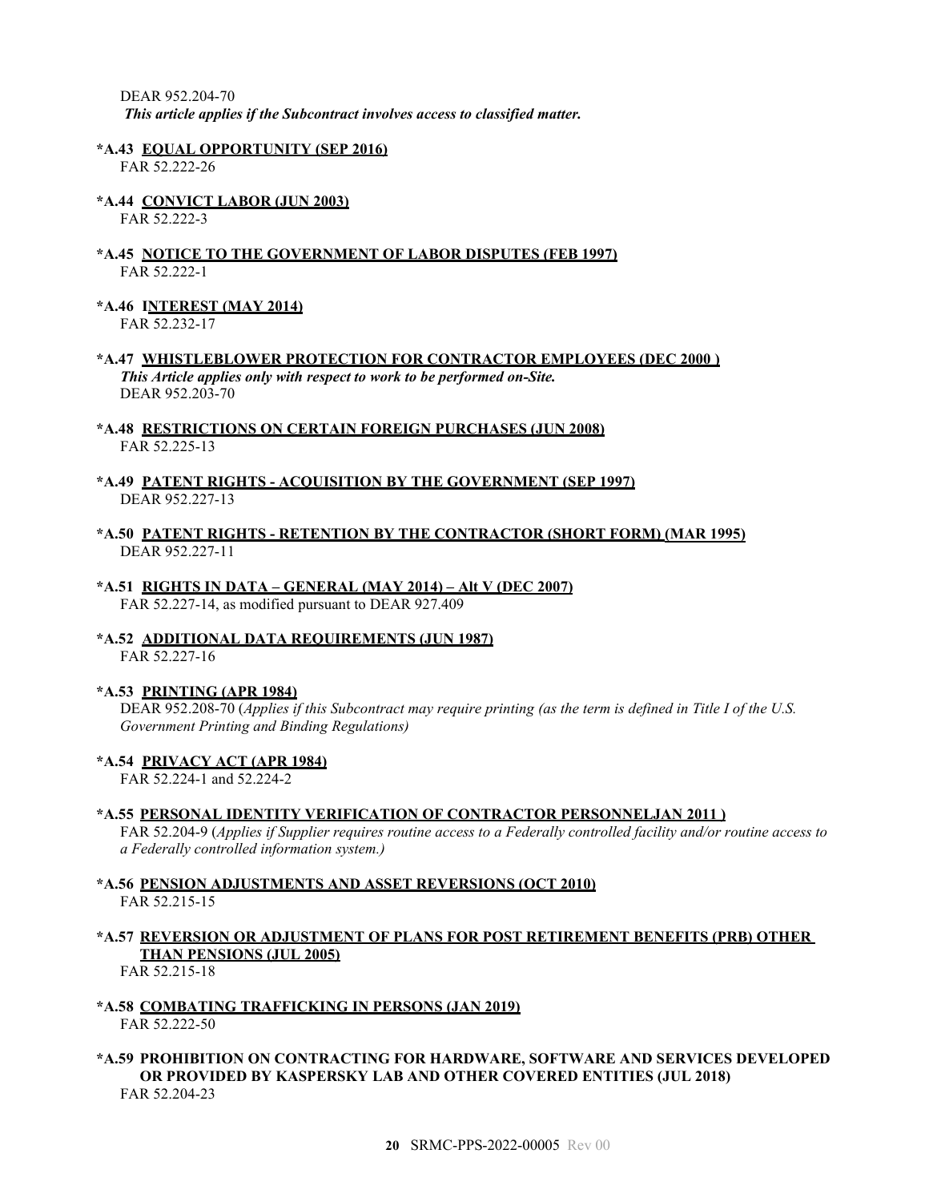DEAR 952.204-70
***This article applies if the Subcontract involves access to classified matter.***

**\*A.43 EQUAL OPPORTUNITY (SEP 2016)**
FAR 52.222-26

**\*A.44 CONVICT LABOR (JUN 2003)**
FAR 52.222-3

**\*A.45 NOTICE TO THE GOVERNMENT OF LABOR DISPUTES (FEB 1997)**
FAR 52.222-1

**\*A.46 INTEREST (MAY 2014)**
FAR 52.232-17

**\*A.47 WHISTLEBLOWER PROTECTION FOR CONTRACTOR EMPLOYEES (DEC 2000 )**
***This Article applies only with respect to work to be performed on-Site.***
DEAR 952.203-70

**\*A.48 RESTRICTIONS ON CERTAIN FOREIGN PURCHASES (JUN 2008)**
FAR 52.225-13

**\*A.49 PATENT RIGHTS - ACQUISITION BY THE GOVERNMENT (SEP 1997)**
DEAR 952.227-13

**\*A.50 PATENT RIGHTS - RETENTION BY THE CONTRACTOR (SHORT FORM) (MAR 1995)**
DEAR 952.227-11

**\*A.51 RIGHTS IN DATA – GENERAL (MAY 2014) – Alt V (DEC 2007)**
FAR 52.227-14, as modified pursuant to DEAR 927.409

**\*A.52 ADDITIONAL DATA REQUIREMENTS (JUN 1987)**
FAR 52.227-16

**\*A.53 PRINTING (APR 1984)**
DEAR 952.208-70 (*Applies if this Subcontract may require printing (as the term is defined in Title I of the U.S. Government Printing and Binding Regulations)*

**\*A.54 PRIVACY ACT (APR 1984)**
FAR 52.224-1 and 52.224-2

**\*A.55 PERSONAL IDENTITY VERIFICATION OF CONTRACTOR PERSONNELJAN 2011 )**
FAR 52.204-9 (*Applies if Supplier requires routine access to a Federally controlled facility and/or routine access to a Federally controlled information system.)*

**\*A.56 PENSION ADJUSTMENTS AND ASSET REVERSIONS (OCT 2010)**
FAR 52.215-15

**\*A.57 REVERSION OR ADJUSTMENT OF PLANS FOR POST RETIREMENT BENEFITS (PRB) OTHER THAN PENSIONS (JUL 2005)**
FAR 52.215-18

**\*A.58 COMBATING TRAFFICKING IN PERSONS (JAN 2019)**
FAR 52.222-50

**\*A.59 PROHIBITION ON CONTRACTING FOR HARDWARE, SOFTWARE AND SERVICES DEVELOPED OR PROVIDED BY KASPERSKY LAB AND OTHER COVERED ENTITIES (JUL 2018)**
FAR 52.204-23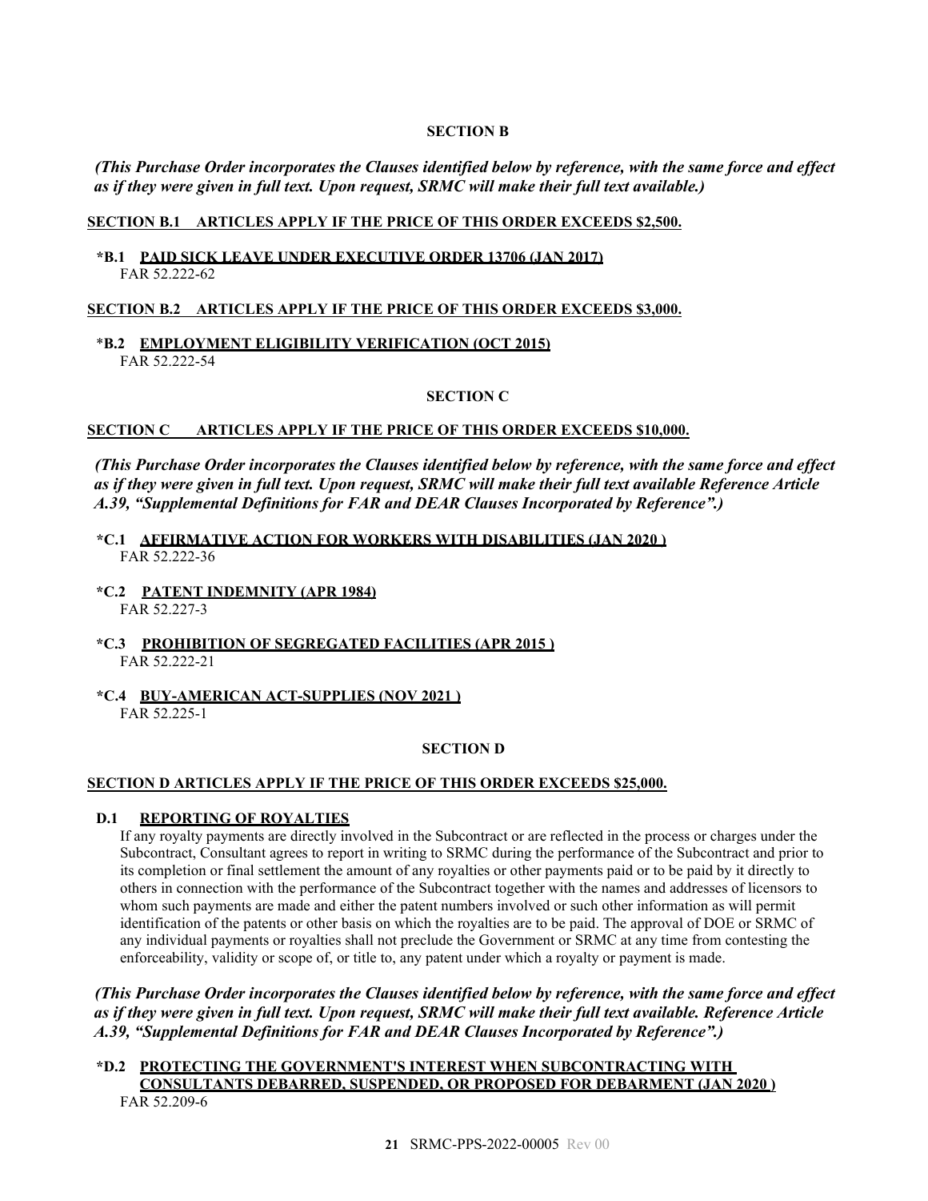## SECTION B

***(This Purchase Order incorporates the Clauses identified below by reference, with the same force and effect as if they were given in full text. Upon request, SRMC will make their full text available.)***

**SECTION B.1 ARTICLES APPLY IF THE PRICE OF THIS ORDER EXCEEDS $2,500.**

**\*B.1 PAID SICK LEAVE UNDER EXECUTIVE ORDER 13706 (JAN 2017)**
FAR 52.222-62

**SECTION B.2 ARTICLES APPLY IF THE PRICE OF THIS ORDER EXCEEDS $3,000.**

**\*B.2 EMPLOYMENT ELIGIBILITY VERIFICATION (OCT 2015)**
FAR 52.222-54

## SECTION C

**SECTION C ARTICLES APPLY IF THE PRICE OF THIS ORDER EXCEEDS $10,000.**

***(This Purchase Order incorporates the Clauses identified below by reference, with the same force and effect as if they were given in full text. Upon request, SRMC will make their full text available Reference Article A.39, "Supplemental Definitions for FAR and DEAR Clauses Incorporated by Reference".)***

**\*C.1 AFFIRMATIVE ACTION FOR WORKERS WITH DISABILITIES (JAN 2020 )**
FAR 52.222-36

**\*C.2 PATENT INDEMNITY (APR 1984)**
FAR 52.227-3

**\*C.3 PROHIBITION OF SEGREGATED FACILITIES (APR 2015 )**
FAR 52.222-21

**\*C.4 BUY-AMERICAN ACT-SUPPLIES (NOV 2021 )**
FAR 52.225-1

## SECTION D

**SECTION D ARTICLES APPLY IF THE PRICE OF THIS ORDER EXCEEDS $25,000.**

**D.1 REPORTING OF ROYALTIES**

If any royalty payments are directly involved in the Subcontract or are reflected in the process or charges under the Subcontract, Consultant agrees to report in writing to SRMC during the performance of the Subcontract and prior to its completion or final settlement the amount of any royalties or other payments paid or to be paid by it directly to others in connection with the performance of the Subcontract together with the names and addresses of licensors to whom such payments are made and either the patent numbers involved or such other information as will permit identification of the patents or other basis on which the royalties are to be paid. The approval of DOE or SRMC of any individual payments or royalties shall not preclude the Government or SRMC at any time from contesting the enforceability, validity or scope of, or title to, any patent under which a royalty or payment is made.

***(This Purchase Order incorporates the Clauses identified below by reference, with the same force and effect as if they were given in full text. Upon request, SRMC will make their full text available. Reference Article A.39, "Supplemental Definitions for FAR and DEAR Clauses Incorporated by Reference".)***

**\*D.2 PROTECTING THE GOVERNMENT'S INTEREST WHEN SUBCONTRACTING WITH CONSULTANTS DEBARRED, SUSPENDED, OR PROPOSED FOR DEBARMENT (JAN 2020 )**
FAR 52.209-6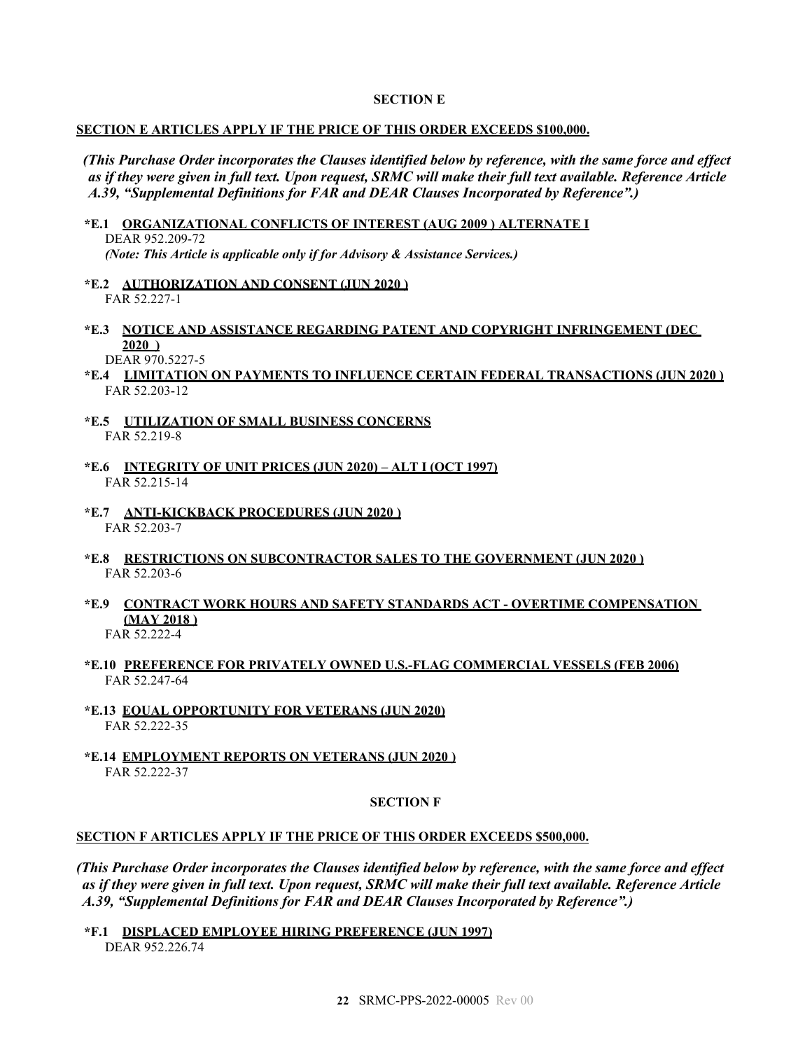## SECTION E

**SECTION E ARTICLES APPLY IF THE PRICE OF THIS ORDER EXCEEDS $100,000.**

***(This Purchase Order incorporates the Clauses identified below by reference, with the same force and effect as if they were given in full text. Upon request, SRMC will make their full text available. Reference Article A.39, "Supplemental Definitions for FAR and DEAR Clauses Incorporated by Reference".)***

**\*E.1 ORGANIZATIONAL CONFLICTS OF INTEREST (AUG 2009 ) ALTERNATE I**
DEAR 952.209-72
***(Note: This Article is applicable only if for Advisory & Assistance Services.)***

**\*E.2 AUTHORIZATION AND CONSENT (JUN 2020 )**
FAR 52.227-1

**\*E.3 NOTICE AND ASSISTANCE REGARDING PATENT AND COPYRIGHT INFRINGEMENT (DEC 2020 )**
DEAR 970.5227-5

**\*E.4 LIMITATION ON PAYMENTS TO INFLUENCE CERTAIN FEDERAL TRANSACTIONS (JUN 2020 )**
FAR 52.203-12

**\*E.5 UTILIZATION OF SMALL BUSINESS CONCERNS**
FAR 52.219-8

**\*E.6 INTEGRITY OF UNIT PRICES (JUN 2020) – ALT I (OCT 1997)**
FAR 52.215-14

**\*E.7 ANTI-KICKBACK PROCEDURES (JUN 2020 )**
FAR 52.203-7

**\*E.8 RESTRICTIONS ON SUBCONTRACTOR SALES TO THE GOVERNMENT (JUN 2020 )**
FAR 52.203-6

**\*E.9 CONTRACT WORK HOURS AND SAFETY STANDARDS ACT - OVERTIME COMPENSATION (MAY 2018 )**
FAR 52.222-4

**\*E.10 PREFERENCE FOR PRIVATELY OWNED U.S.-FLAG COMMERCIAL VESSELS (FEB 2006)**
FAR 52.247-64

**\*E.13 EQUAL OPPORTUNITY FOR VETERANS (JUN 2020)**
FAR 52.222-35

**\*E.14 EMPLOYMENT REPORTS ON VETERANS (JUN 2020 )**
FAR 52.222-37

## SECTION F

**SECTION F ARTICLES APPLY IF THE PRICE OF THIS ORDER EXCEEDS $500,000.**

***(This Purchase Order incorporates the Clauses identified below by reference, with the same force and effect as if they were given in full text. Upon request, SRMC will make their full text available. Reference Article A.39, "Supplemental Definitions for FAR and DEAR Clauses Incorporated by Reference".)***

**\*F.1 DISPLACED EMPLOYEE HIRING PREFERENCE (JUN 1997)**
DEAR 952.226.74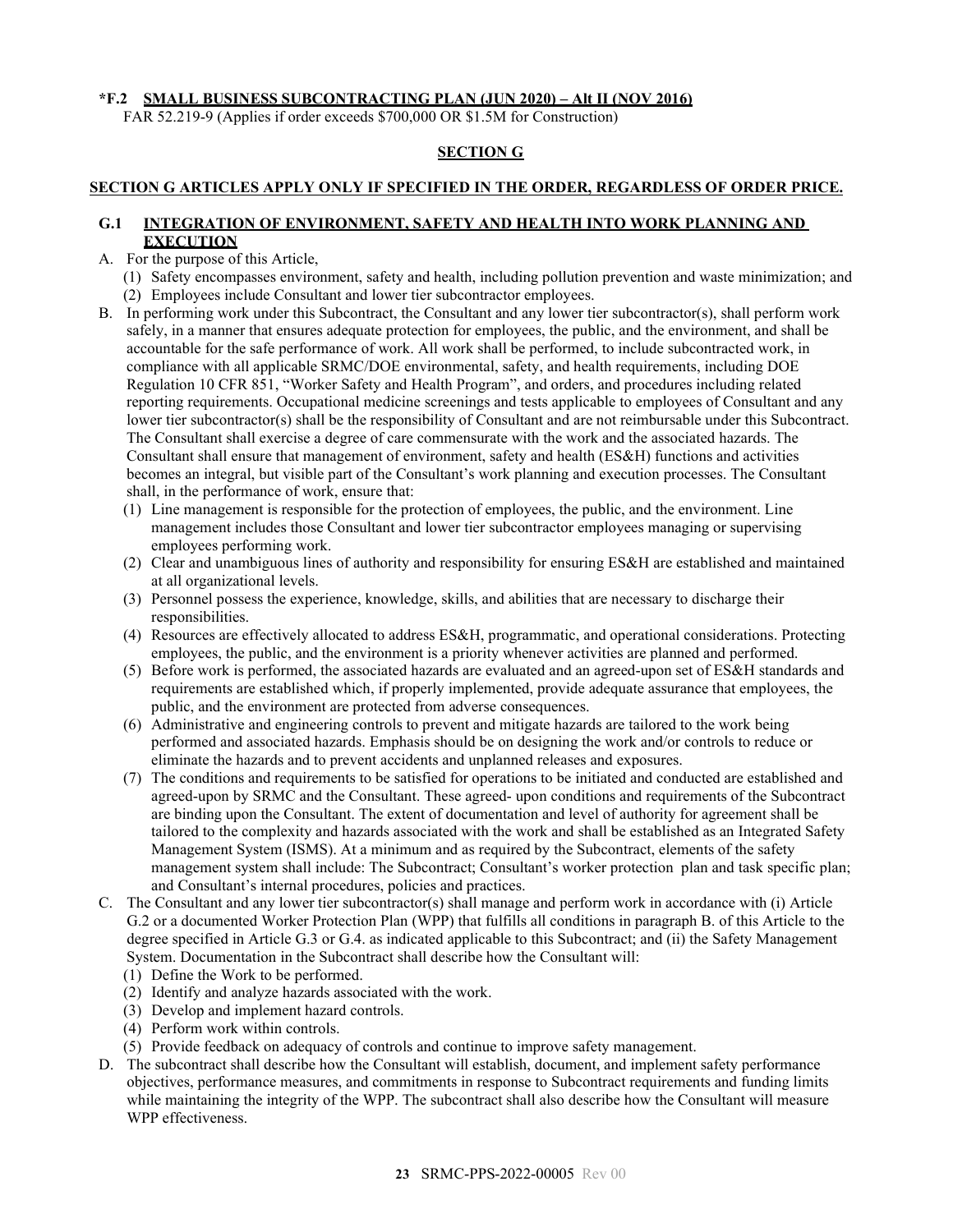**\*F.2 SMALL BUSINESS SUBCONTRACTING PLAN (JUN 2020) – Alt II (NOV 2016)**
FAR 52.219-9 (Applies if order exceeds $700,000 OR $1.5M for Construction)

## SECTION G

**SECTION G ARTICLES APPLY ONLY IF SPECIFIED IN THE ORDER, REGARDLESS OF ORDER PRICE.**

### G.1 INTEGRATION OF ENVIRONMENT, SAFETY AND HEALTH INTO WORK PLANNING AND EXECUTION

A. For the purpose of this Article,
   (1) Safety encompasses environment, safety and health, including pollution prevention and waste minimization; and
   (2) Employees include Consultant and lower tier subcontractor employees.

B. In performing work under this Subcontract, the Consultant and any lower tier subcontractor(s), shall perform work safely, in a manner that ensures adequate protection for employees, the public, and the environment, and shall be accountable for the safe performance of work. All work shall be performed, to include subcontracted work, in compliance with all applicable SRMC/DOE environmental, safety, and health requirements, including DOE Regulation 10 CFR 851, "Worker Safety and Health Program", and orders, and procedures including related reporting requirements. Occupational medicine screenings and tests applicable to employees of Consultant and any lower tier subcontractor(s) shall be the responsibility of Consultant and are not reimbursable under this Subcontract. The Consultant shall exercise a degree of care commensurate with the work and the associated hazards. The Consultant shall ensure that management of environment, safety and health (ES&H) functions and activities becomes an integral, but visible part of the Consultant's work planning and execution processes. The Consultant shall, in the performance of work, ensure that:
   (1) Line management is responsible for the protection of employees, the public, and the environment. Line management includes those Consultant and lower tier subcontractor employees managing or supervising employees performing work.
   (2) Clear and unambiguous lines of authority and responsibility for ensuring ES&H are established and maintained at all organizational levels.
   (3) Personnel possess the experience, knowledge, skills, and abilities that are necessary to discharge their responsibilities.
   (4) Resources are effectively allocated to address ES&H, programmatic, and operational considerations. Protecting employees, the public, and the environment is a priority whenever activities are planned and performed.
   (5) Before work is performed, the associated hazards are evaluated and an agreed-upon set of ES&H standards and requirements are established which, if properly implemented, provide adequate assurance that employees, the public, and the environment are protected from adverse consequences.
   (6) Administrative and engineering controls to prevent and mitigate hazards are tailored to the work being performed and associated hazards. Emphasis should be on designing the work and/or controls to reduce or eliminate the hazards and to prevent accidents and unplanned releases and exposures.
   (7) The conditions and requirements to be satisfied for operations to be initiated and conducted are established and agreed-upon by SRMC and the Consultant. These agreed- upon conditions and requirements of the Subcontract are binding upon the Consultant. The extent of documentation and level of authority for agreement shall be tailored to the complexity and hazards associated with the work and shall be established as an Integrated Safety Management System (ISMS). At a minimum and as required by the Subcontract, elements of the safety management system shall include: The Subcontract; Consultant's worker protection plan and task specific plan; and Consultant's internal procedures, policies and practices.

C. The Consultant and any lower tier subcontractor(s) shall manage and perform work in accordance with (i) Article G.2 or a documented Worker Protection Plan (WPP) that fulfills all conditions in paragraph B. of this Article to the degree specified in Article G.3 or G.4. as indicated applicable to this Subcontract; and (ii) the Safety Management System. Documentation in the Subcontract shall describe how the Consultant will:
   (1) Define the Work to be performed.
   (2) Identify and analyze hazards associated with the work.
   (3) Develop and implement hazard controls.
   (4) Perform work within controls.
   (5) Provide feedback on adequacy of controls and continue to improve safety management.

D. The subcontract shall describe how the Consultant will establish, document, and implement safety performance objectives, performance measures, and commitments in response to Subcontract requirements and funding limits while maintaining the integrity of the WPP. The subcontract shall also describe how the Consultant will measure WPP effectiveness.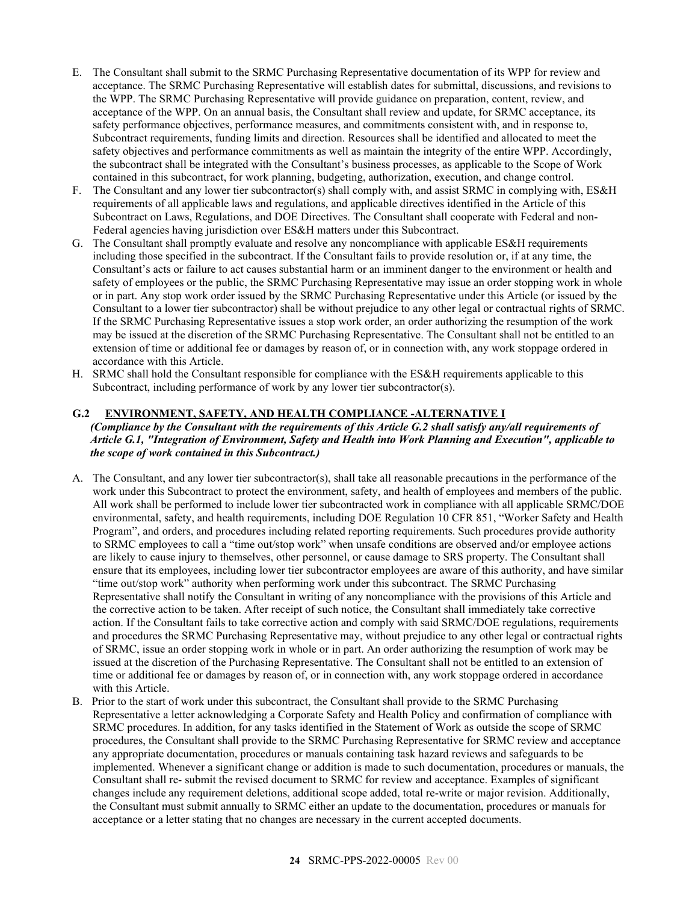E. The Consultant shall submit to the SRMC Purchasing Representative documentation of its WPP for review and acceptance. The SRMC Purchasing Representative will establish dates for submittal, discussions, and revisions to the WPP. The SRMC Purchasing Representative will provide guidance on preparation, content, review, and acceptance of the WPP. On an annual basis, the Consultant shall review and update, for SRMC acceptance, its safety performance objectives, performance measures, and commitments consistent with, and in response to, Subcontract requirements, funding limits and direction. Resources shall be identified and allocated to meet the safety objectives and performance commitments as well as maintain the integrity of the entire WPP. Accordingly, the subcontract shall be integrated with the Consultant's business processes, as applicable to the Scope of Work contained in this subcontract, for work planning, budgeting, authorization, execution, and change control.

F. The Consultant and any lower tier subcontractor(s) shall comply with, and assist SRMC in complying with, ES&H requirements of all applicable laws and regulations, and applicable directives identified in the Article of this Subcontract on Laws, Regulations, and DOE Directives. The Consultant shall cooperate with Federal and non-Federal agencies having jurisdiction over ES&H matters under this Subcontract.

G. The Consultant shall promptly evaluate and resolve any noncompliance with applicable ES&H requirements including those specified in the subcontract. If the Consultant fails to provide resolution or, if at any time, the Consultant's acts or failure to act causes substantial harm or an imminent danger to the environment or health and safety of employees or the public, the SRMC Purchasing Representative may issue an order stopping work in whole or in part. Any stop work order issued by the SRMC Purchasing Representative under this Article (or issued by the Consultant to a lower tier subcontractor) shall be without prejudice to any other legal or contractual rights of SRMC. If the SRMC Purchasing Representative issues a stop work order, an order authorizing the resumption of the work may be issued at the discretion of the SRMC Purchasing Representative. The Consultant shall not be entitled to an extension of time or additional fee or damages by reason of, or in connection with, any work stoppage ordered in accordance with this Article.

H. SRMC shall hold the Consultant responsible for compliance with the ES&H requirements applicable to this Subcontract, including performance of work by any lower tier subcontractor(s).

## G.2 ENVIRONMENT, SAFETY, AND HEALTH COMPLIANCE -ALTERNATIVE I

***(Compliance by the Consultant with the requirements of this Article G.2 shall satisfy any/all requirements of Article G.1, "Integration of Environment, Safety and Health into Work Planning and Execution", applicable to the scope of work contained in this Subcontract.)***

A. The Consultant, and any lower tier subcontractor(s), shall take all reasonable precautions in the performance of the work under this Subcontract to protect the environment, safety, and health of employees and members of the public. All work shall be performed to include lower tier subcontracted work in compliance with all applicable SRMC/DOE environmental, safety, and health requirements, including DOE Regulation 10 CFR 851, "Worker Safety and Health Program", and orders, and procedures including related reporting requirements. Such procedures provide authority to SRMC employees to call a "time out/stop work" when unsafe conditions are observed and/or employee actions are likely to cause injury to themselves, other personnel, or cause damage to SRS property. The Consultant shall ensure that its employees, including lower tier subcontractor employees are aware of this authority, and have similar "time out/stop work" authority when performing work under this subcontract. The SRMC Purchasing Representative shall notify the Consultant in writing of any noncompliance with the provisions of this Article and the corrective action to be taken. After receipt of such notice, the Consultant shall immediately take corrective action. If the Consultant fails to take corrective action and comply with said SRMC/DOE regulations, requirements and procedures the SRMC Purchasing Representative may, without prejudice to any other legal or contractual rights of SRMC, issue an order stopping work in whole or in part. An order authorizing the resumption of work may be issued at the discretion of the Purchasing Representative. The Consultant shall not be entitled to an extension of time or additional fee or damages by reason of, or in connection with, any work stoppage ordered in accordance with this Article.

B. Prior to the start of work under this subcontract, the Consultant shall provide to the SRMC Purchasing Representative a letter acknowledging a Corporate Safety and Health Policy and confirmation of compliance with SRMC procedures. In addition, for any tasks identified in the Statement of Work as outside the scope of SRMC procedures, the Consultant shall provide to the SRMC Purchasing Representative for SRMC review and acceptance any appropriate documentation, procedures or manuals containing task hazard reviews and safeguards to be implemented. Whenever a significant change or addition is made to such documentation, procedures or manuals, the Consultant shall re- submit the revised document to SRMC for review and acceptance. Examples of significant changes include any requirement deletions, additional scope added, total re-write or major revision. Additionally, the Consultant must submit annually to SRMC either an update to the documentation, procedures or manuals for acceptance or a letter stating that no changes are necessary in the current accepted documents.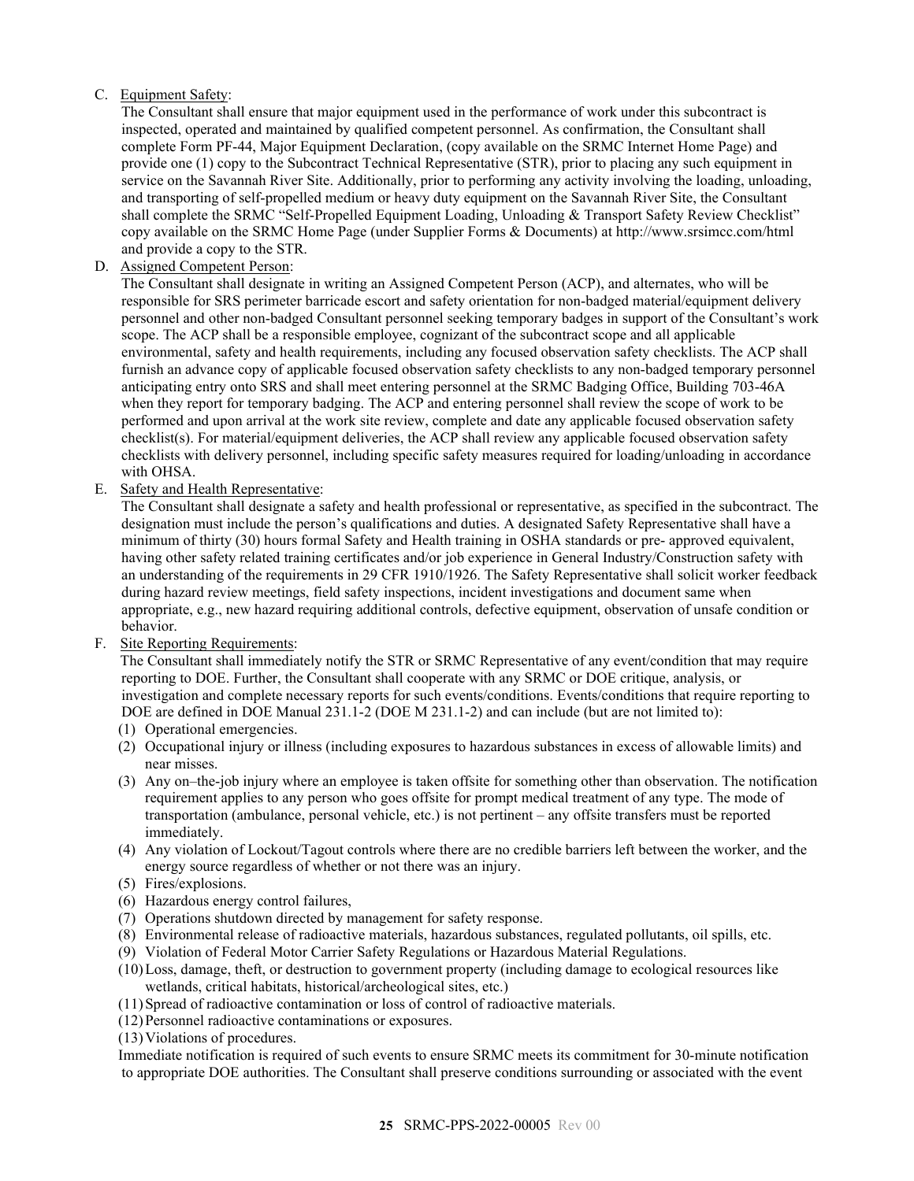C. Equipment Safety:

The Consultant shall ensure that major equipment used in the performance of work under this subcontract is inspected, operated and maintained by qualified competent personnel. As confirmation, the Consultant shall complete Form PF-44, Major Equipment Declaration, (copy available on the SRMC Internet Home Page) and provide one (1) copy to the Subcontract Technical Representative (STR), prior to placing any such equipment in service on the Savannah River Site. Additionally, prior to performing any activity involving the loading, unloading, and transporting of self-propelled medium or heavy duty equipment on the Savannah River Site, the Consultant shall complete the SRMC "Self-Propelled Equipment Loading, Unloading & Transport Safety Review Checklist" copy available on the SRMC Home Page (under Supplier Forms & Documents) at http://www.srsimcc.com/html and provide a copy to the STR.

D. Assigned Competent Person:

The Consultant shall designate in writing an Assigned Competent Person (ACP), and alternates, who will be responsible for SRS perimeter barricade escort and safety orientation for non-badged material/equipment delivery personnel and other non-badged Consultant personnel seeking temporary badges in support of the Consultant's work scope. The ACP shall be a responsible employee, cognizant of the subcontract scope and all applicable environmental, safety and health requirements, including any focused observation safety checklists. The ACP shall furnish an advance copy of applicable focused observation safety checklists to any non-badged temporary personnel anticipating entry onto SRS and shall meet entering personnel at the SRMC Badging Office, Building 703-46A when they report for temporary badging. The ACP and entering personnel shall review the scope of work to be performed and upon arrival at the work site review, complete and date any applicable focused observation safety checklist(s). For material/equipment deliveries, the ACP shall review any applicable focused observation safety checklists with delivery personnel, including specific safety measures required for loading/unloading in accordance with OHSA.

E. Safety and Health Representative:

The Consultant shall designate a safety and health professional or representative, as specified in the subcontract. The designation must include the person's qualifications and duties. A designated Safety Representative shall have a minimum of thirty (30) hours formal Safety and Health training in OSHA standards or pre- approved equivalent, having other safety related training certificates and/or job experience in General Industry/Construction safety with an understanding of the requirements in 29 CFR 1910/1926. The Safety Representative shall solicit worker feedback during hazard review meetings, field safety inspections, incident investigations and document same when appropriate, e.g., new hazard requiring additional controls, defective equipment, observation of unsafe condition or behavior.

F. Site Reporting Requirements:

The Consultant shall immediately notify the STR or SRMC Representative of any event/condition that may require reporting to DOE. Further, the Consultant shall cooperate with any SRMC or DOE critique, analysis, or investigation and complete necessary reports for such events/conditions. Events/conditions that require reporting to DOE are defined in DOE Manual 231.1-2 (DOE M 231.1-2) and can include (but are not limited to):

(1) Operational emergencies.
(2) Occupational injury or illness (including exposures to hazardous substances in excess of allowable limits) and near misses.
(3) Any on–the-job injury where an employee is taken offsite for something other than observation. The notification requirement applies to any person who goes offsite for prompt medical treatment of any type. The mode of transportation (ambulance, personal vehicle, etc.) is not pertinent – any offsite transfers must be reported immediately.
(4) Any violation of Lockout/Tagout controls where there are no credible barriers left between the worker, and the energy source regardless of whether or not there was an injury.
(5) Fires/explosions.
(6) Hazardous energy control failures,
(7) Operations shutdown directed by management for safety response.
(8) Environmental release of radioactive materials, hazardous substances, regulated pollutants, oil spills, etc.
(9) Violation of Federal Motor Carrier Safety Regulations or Hazardous Material Regulations.
(10) Loss, damage, theft, or destruction to government property (including damage to ecological resources like wetlands, critical habitats, historical/archeological sites, etc.)
(11) Spread of radioactive contamination or loss of control of radioactive materials.
(12) Personnel radioactive contaminations or exposures.
(13) Violations of procedures.

Immediate notification is required of such events to ensure SRMC meets its commitment for 30-minute notification to appropriate DOE authorities. The Consultant shall preserve conditions surrounding or associated with the event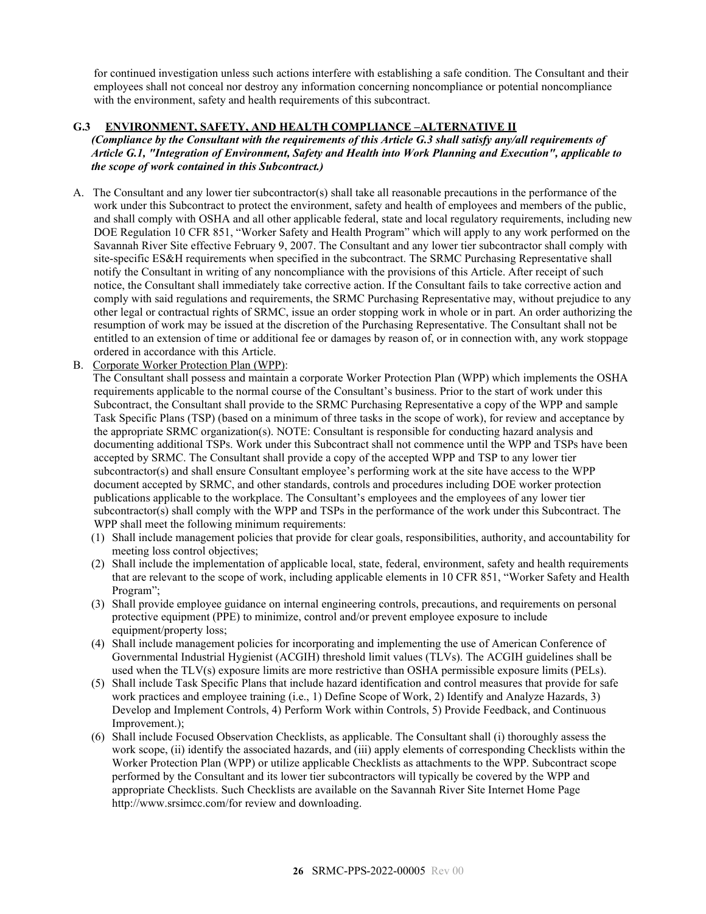for continued investigation unless such actions interfere with establishing a safe condition. The Consultant and their employees shall not conceal nor destroy any information concerning noncompliance or potential noncompliance with the environment, safety and health requirements of this subcontract.

## G.3 ENVIRONMENT, SAFETY, AND HEALTH COMPLIANCE –ALTERNATIVE II

***(Compliance by the Consultant with the requirements of this Article G.3 shall satisfy any/all requirements of Article G.1, "Integration of Environment, Safety and Health into Work Planning and Execution", applicable to the scope of work contained in this Subcontract.)***

A. The Consultant and any lower tier subcontractor(s) shall take all reasonable precautions in the performance of the work under this Subcontract to protect the environment, safety and health of employees and members of the public, and shall comply with OSHA and all other applicable federal, state and local regulatory requirements, including new DOE Regulation 10 CFR 851, "Worker Safety and Health Program" which will apply to any work performed on the Savannah River Site effective February 9, 2007. The Consultant and any lower tier subcontractor shall comply with site-specific ES&H requirements when specified in the subcontract. The SRMC Purchasing Representative shall notify the Consultant in writing of any noncompliance with the provisions of this Article. After receipt of such notice, the Consultant shall immediately take corrective action. If the Consultant fails to take corrective action and comply with said regulations and requirements, the SRMC Purchasing Representative may, without prejudice to any other legal or contractual rights of SRMC, issue an order stopping work in whole or in part. An order authorizing the resumption of work may be issued at the discretion of the Purchasing Representative. The Consultant shall not be entitled to an extension of time or additional fee or damages by reason of, or in connection with, any work stoppage ordered in accordance with this Article.

B. Corporate Worker Protection Plan (WPP):
   The Consultant shall possess and maintain a corporate Worker Protection Plan (WPP) which implements the OSHA requirements applicable to the normal course of the Consultant's business. Prior to the start of work under this Subcontract, the Consultant shall provide to the SRMC Purchasing Representative a copy of the WPP and sample Task Specific Plans (TSP) (based on a minimum of three tasks in the scope of work), for review and acceptance by the appropriate SRMC organization(s). NOTE: Consultant is responsible for conducting hazard analysis and documenting additional TSPs. Work under this Subcontract shall not commence until the WPP and TSPs have been accepted by SRMC. The Consultant shall provide a copy of the accepted WPP and TSP to any lower tier subcontractor(s) and shall ensure Consultant employee's performing work at the site have access to the WPP document accepted by SRMC, and other standards, controls and procedures including DOE worker protection publications applicable to the workplace. The Consultant's employees and the employees of any lower tier subcontractor(s) shall comply with the WPP and TSPs in the performance of the work under this Subcontract. The WPP shall meet the following minimum requirements:
   (1) Shall include management policies that provide for clear goals, responsibilities, authority, and accountability for meeting loss control objectives;
   (2) Shall include the implementation of applicable local, state, federal, environment, safety and health requirements that are relevant to the scope of work, including applicable elements in 10 CFR 851, "Worker Safety and Health Program";
   (3) Shall provide employee guidance on internal engineering controls, precautions, and requirements on personal protective equipment (PPE) to minimize, control and/or prevent employee exposure to include equipment/property loss;
   (4) Shall include management policies for incorporating and implementing the use of American Conference of Governmental Industrial Hygienist (ACGIH) threshold limit values (TLVs). The ACGIH guidelines shall be used when the TLV(s) exposure limits are more restrictive than OSHA permissible exposure limits (PELs).
   (5) Shall include Task Specific Plans that include hazard identification and control measures that provide for safe work practices and employee training (i.e., 1) Define Scope of Work, 2) Identify and Analyze Hazards, 3) Develop and Implement Controls, 4) Perform Work within Controls, 5) Provide Feedback, and Continuous Improvement.);
   (6) Shall include Focused Observation Checklists, as applicable. The Consultant shall (i) thoroughly assess the work scope, (ii) identify the associated hazards, and (iii) apply elements of corresponding Checklists within the Worker Protection Plan (WPP) or utilize applicable Checklists as attachments to the WPP. Subcontract scope performed by the Consultant and its lower tier subcontractors will typically be covered by the WPP and appropriate Checklists. Such Checklists are available on the Savannah River Site Internet Home Page http://www.srsimcc.com/for review and downloading.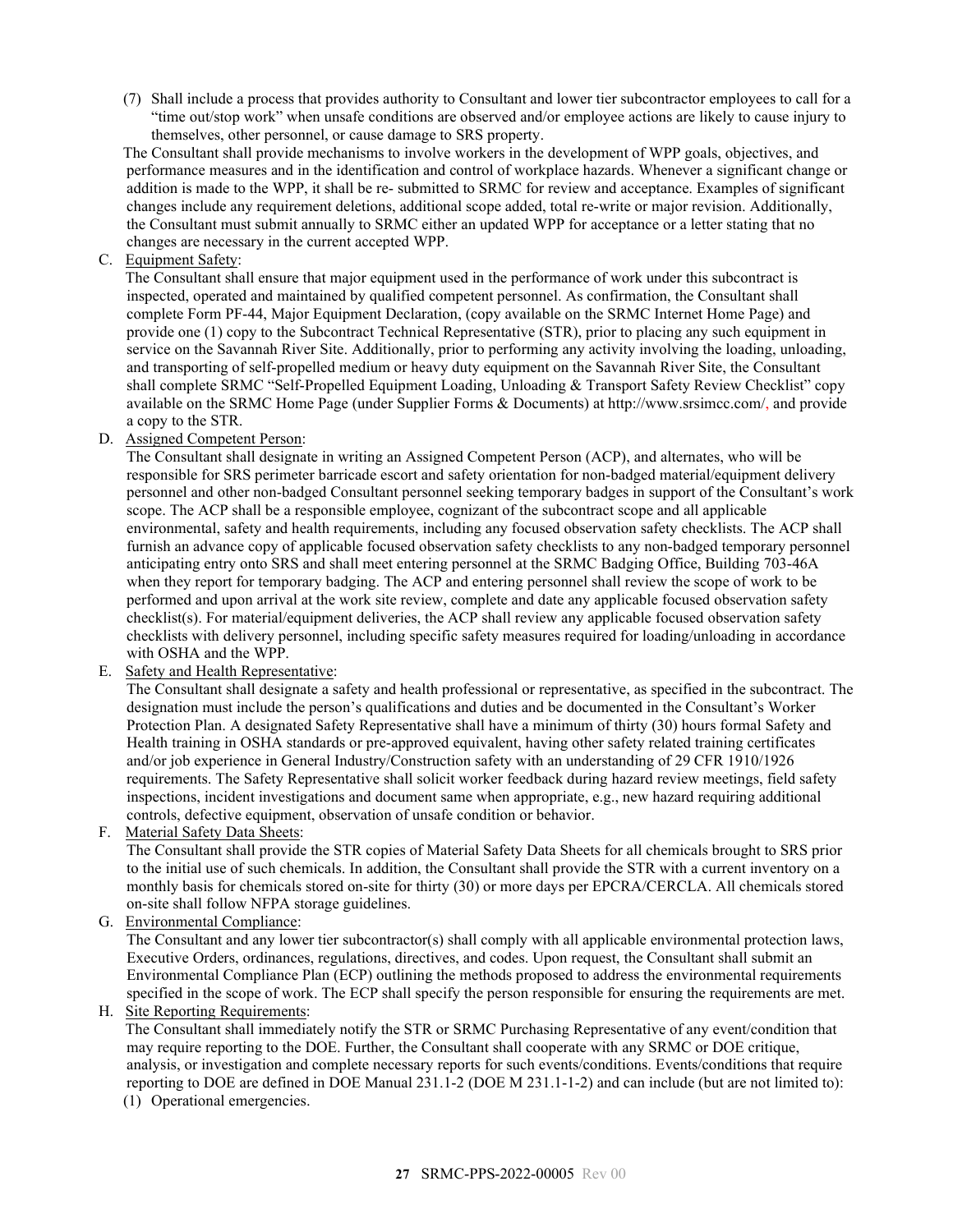(7) Shall include a process that provides authority to Consultant and lower tier subcontractor employees to call for a "time out/stop work" when unsafe conditions are observed and/or employee actions are likely to cause injury to themselves, other personnel, or cause damage to SRS property.

The Consultant shall provide mechanisms to involve workers in the development of WPP goals, objectives, and performance measures and in the identification and control of workplace hazards. Whenever a significant change or addition is made to the WPP, it shall be re- submitted to SRMC for review and acceptance. Examples of significant changes include any requirement deletions, additional scope added, total re-write or major revision. Additionally, the Consultant must submit annually to SRMC either an updated WPP for acceptance or a letter stating that no changes are necessary in the current accepted WPP.

C. Equipment Safety:

The Consultant shall ensure that major equipment used in the performance of work under this subcontract is inspected, operated and maintained by qualified competent personnel. As confirmation, the Consultant shall complete Form PF-44, Major Equipment Declaration, (copy available on the SRMC Internet Home Page) and provide one (1) copy to the Subcontract Technical Representative (STR), prior to placing any such equipment in service on the Savannah River Site. Additionally, prior to performing any activity involving the loading, unloading, and transporting of self-propelled medium or heavy duty equipment on the Savannah River Site, the Consultant shall complete SRMC "Self-Propelled Equipment Loading, Unloading & Transport Safety Review Checklist" copy available on the SRMC Home Page (under Supplier Forms & Documents) at http://www.srsimcc.com/, and provide a copy to the STR.

D. Assigned Competent Person:

The Consultant shall designate in writing an Assigned Competent Person (ACP), and alternates, who will be responsible for SRS perimeter barricade escort and safety orientation for non-badged material/equipment delivery personnel and other non-badged Consultant personnel seeking temporary badges in support of the Consultant's work scope. The ACP shall be a responsible employee, cognizant of the subcontract scope and all applicable environmental, safety and health requirements, including any focused observation safety checklists. The ACP shall furnish an advance copy of applicable focused observation safety checklists to any non-badged temporary personnel anticipating entry onto SRS and shall meet entering personnel at the SRMC Badging Office, Building 703-46A when they report for temporary badging. The ACP and entering personnel shall review the scope of work to be performed and upon arrival at the work site review, complete and date any applicable focused observation safety checklist(s). For material/equipment deliveries, the ACP shall review any applicable focused observation safety checklists with delivery personnel, including specific safety measures required for loading/unloading in accordance with OSHA and the WPP.

E. Safety and Health Representative:

The Consultant shall designate a safety and health professional or representative, as specified in the subcontract. The designation must include the person's qualifications and duties and be documented in the Consultant's Worker Protection Plan. A designated Safety Representative shall have a minimum of thirty (30) hours formal Safety and Health training in OSHA standards or pre-approved equivalent, having other safety related training certificates and/or job experience in General Industry/Construction safety with an understanding of 29 CFR 1910/1926 requirements. The Safety Representative shall solicit worker feedback during hazard review meetings, field safety inspections, incident investigations and document same when appropriate, e.g., new hazard requiring additional controls, defective equipment, observation of unsafe condition or behavior.

F. Material Safety Data Sheets:

The Consultant shall provide the STR copies of Material Safety Data Sheets for all chemicals brought to SRS prior to the initial use of such chemicals. In addition, the Consultant shall provide the STR with a current inventory on a monthly basis for chemicals stored on-site for thirty (30) or more days per EPCRA/CERCLA. All chemicals stored on-site shall follow NFPA storage guidelines.

G. Environmental Compliance:

The Consultant and any lower tier subcontractor(s) shall comply with all applicable environmental protection laws, Executive Orders, ordinances, regulations, directives, and codes. Upon request, the Consultant shall submit an Environmental Compliance Plan (ECP) outlining the methods proposed to address the environmental requirements specified in the scope of work. The ECP shall specify the person responsible for ensuring the requirements are met.

H. Site Reporting Requirements:

The Consultant shall immediately notify the STR or SRMC Purchasing Representative of any event/condition that may require reporting to the DOE. Further, the Consultant shall cooperate with any SRMC or DOE critique, analysis, or investigation and complete necessary reports for such events/conditions. Events/conditions that require reporting to DOE are defined in DOE Manual 231.1-2 (DOE M 231.1-1-2) and can include (but are not limited to):

(1) Operational emergencies.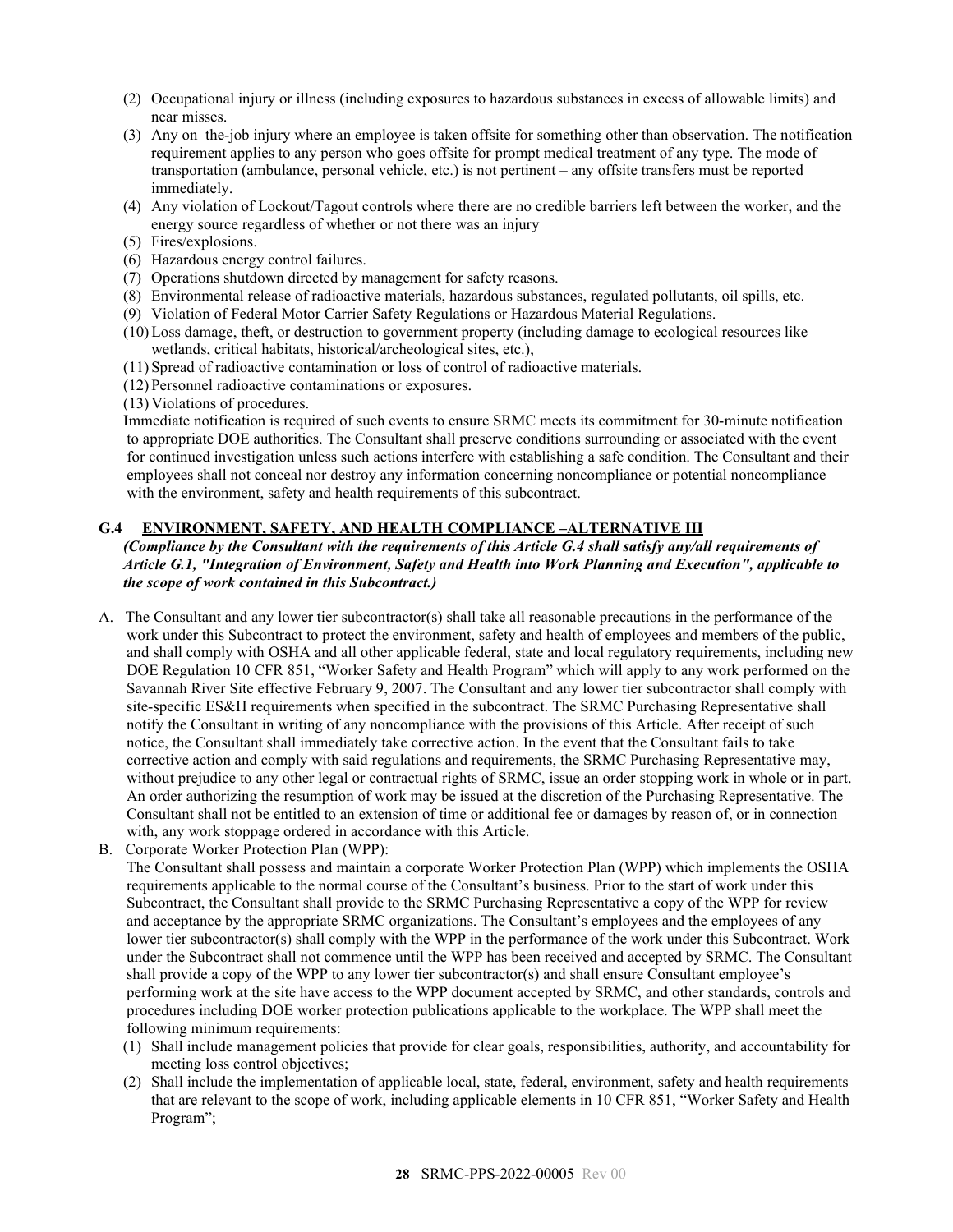(2) Occupational injury or illness (including exposures to hazardous substances in excess of allowable limits) and near misses.

(3) Any on–the-job injury where an employee is taken offsite for something other than observation. The notification requirement applies to any person who goes offsite for prompt medical treatment of any type. The mode of transportation (ambulance, personal vehicle, etc.) is not pertinent – any offsite transfers must be reported immediately.

(4) Any violation of Lockout/Tagout controls where there are no credible barriers left between the worker, and the energy source regardless of whether or not there was an injury

(5) Fires/explosions.

(6) Hazardous energy control failures.

(7) Operations shutdown directed by management for safety reasons.

(8) Environmental release of radioactive materials, hazardous substances, regulated pollutants, oil spills, etc.

(9) Violation of Federal Motor Carrier Safety Regulations or Hazardous Material Regulations.

(10) Loss damage, theft, or destruction to government property (including damage to ecological resources like wetlands, critical habitats, historical/archeological sites, etc.),

(11) Spread of radioactive contamination or loss of control of radioactive materials.

(12) Personnel radioactive contaminations or exposures.

(13) Violations of procedures.

Immediate notification is required of such events to ensure SRMC meets its commitment for 30-minute notification to appropriate DOE authorities. The Consultant shall preserve conditions surrounding or associated with the event for continued investigation unless such actions interfere with establishing a safe condition. The Consultant and their employees shall not conceal nor destroy any information concerning noncompliance or potential noncompliance with the environment, safety and health requirements of this subcontract.

### G.4 ENVIRONMENT, SAFETY, AND HEALTH COMPLIANCE –ALTERNATIVE III

***(Compliance by the Consultant with the requirements of this Article G.4 shall satisfy any/all requirements of Article G.1, "Integration of Environment, Safety and Health into Work Planning and Execution", applicable to the scope of work contained in this Subcontract.)***

A. The Consultant and any lower tier subcontractor(s) shall take all reasonable precautions in the performance of the work under this Subcontract to protect the environment, safety and health of employees and members of the public, and shall comply with OSHA and all other applicable federal, state and local regulatory requirements, including new DOE Regulation 10 CFR 851, "Worker Safety and Health Program" which will apply to any work performed on the Savannah River Site effective February 9, 2007. The Consultant and any lower tier subcontractor shall comply with site-specific ES&H requirements when specified in the subcontract. The SRMC Purchasing Representative shall notify the Consultant in writing of any noncompliance with the provisions of this Article. After receipt of such notice, the Consultant shall immediately take corrective action. In the event that the Consultant fails to take corrective action and comply with said regulations and requirements, the SRMC Purchasing Representative may, without prejudice to any other legal or contractual rights of SRMC, issue an order stopping work in whole or in part. An order authorizing the resumption of work may be issued at the discretion of the Purchasing Representative. The Consultant shall not be entitled to an extension of time or additional fee or damages by reason of, or in connection with, any work stoppage ordered in accordance with this Article.

B. Corporate Worker Protection Plan (WPP):

The Consultant shall possess and maintain a corporate Worker Protection Plan (WPP) which implements the OSHA requirements applicable to the normal course of the Consultant's business. Prior to the start of work under this Subcontract, the Consultant shall provide to the SRMC Purchasing Representative a copy of the WPP for review and acceptance by the appropriate SRMC organizations. The Consultant's employees and the employees of any lower tier subcontractor(s) shall comply with the WPP in the performance of the work under this Subcontract. Work under the Subcontract shall not commence until the WPP has been received and accepted by SRMC. The Consultant shall provide a copy of the WPP to any lower tier subcontractor(s) and shall ensure Consultant employee's performing work at the site have access to the WPP document accepted by SRMC, and other standards, controls and procedures including DOE worker protection publications applicable to the workplace. The WPP shall meet the following minimum requirements:

(1) Shall include management policies that provide for clear goals, responsibilities, authority, and accountability for meeting loss control objectives;

(2) Shall include the implementation of applicable local, state, federal, environment, safety and health requirements that are relevant to the scope of work, including applicable elements in 10 CFR 851, "Worker Safety and Health Program";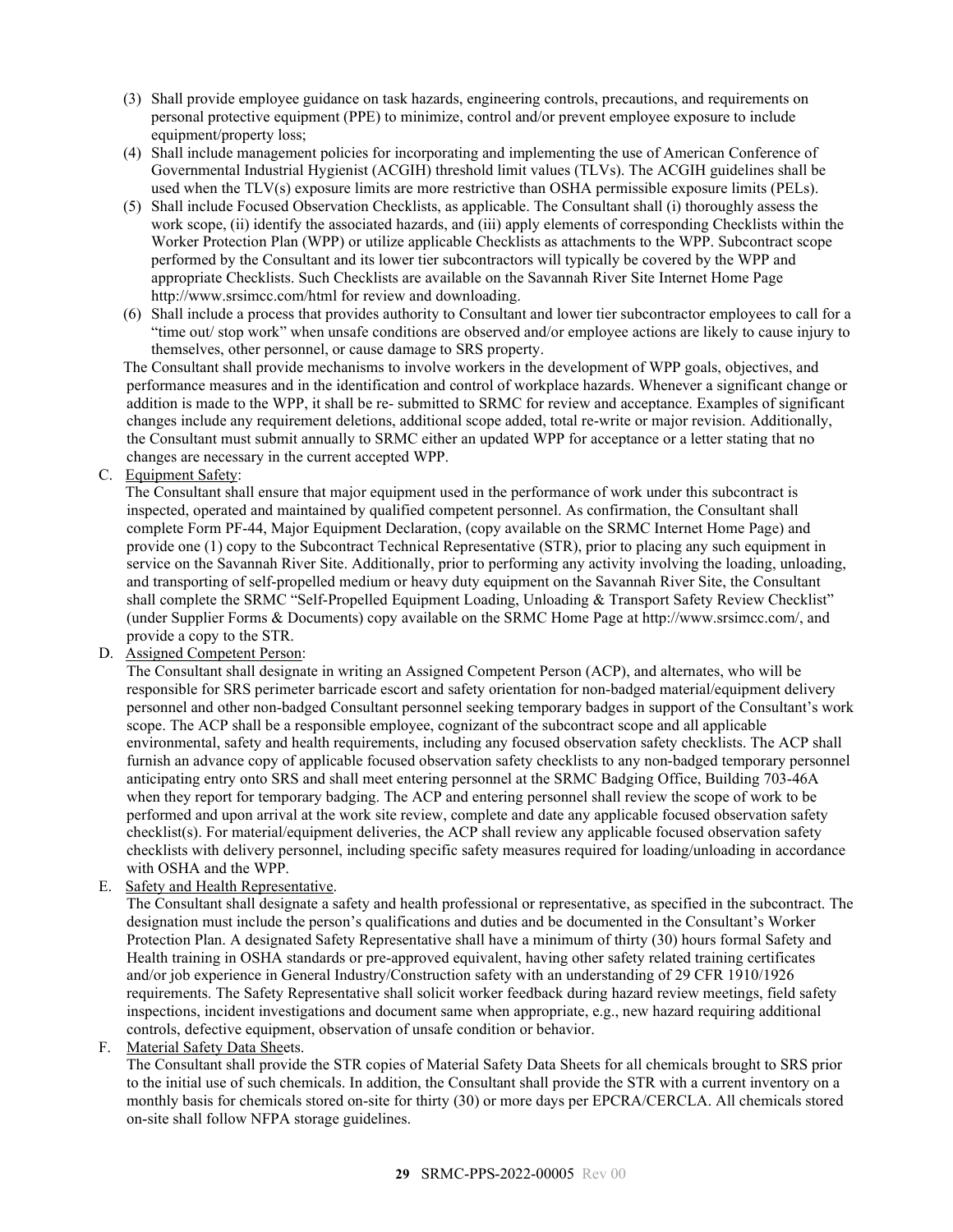(3) Shall provide employee guidance on task hazards, engineering controls, precautions, and requirements on personal protective equipment (PPE) to minimize, control and/or prevent employee exposure to include equipment/property loss;

(4) Shall include management policies for incorporating and implementing the use of American Conference of Governmental Industrial Hygienist (ACGIH) threshold limit values (TLVs). The ACGIH guidelines shall be used when the TLV(s) exposure limits are more restrictive than OSHA permissible exposure limits (PELs).

(5) Shall include Focused Observation Checklists, as applicable. The Consultant shall (i) thoroughly assess the work scope, (ii) identify the associated hazards, and (iii) apply elements of corresponding Checklists within the Worker Protection Plan (WPP) or utilize applicable Checklists as attachments to the WPP. Subcontract scope performed by the Consultant and its lower tier subcontractors will typically be covered by the WPP and appropriate Checklists. Such Checklists are available on the Savannah River Site Internet Home Page http://www.srsimcc.com/html for review and downloading.

(6) Shall include a process that provides authority to Consultant and lower tier subcontractor employees to call for a "time out/ stop work" when unsafe conditions are observed and/or employee actions are likely to cause injury to themselves, other personnel, or cause damage to SRS property.

The Consultant shall provide mechanisms to involve workers in the development of WPP goals, objectives, and performance measures and in the identification and control of workplace hazards. Whenever a significant change or addition is made to the WPP, it shall be re- submitted to SRMC for review and acceptance. Examples of significant changes include any requirement deletions, additional scope added, total re-write or major revision. Additionally, the Consultant must submit annually to SRMC either an updated WPP for acceptance or a letter stating that no changes are necessary in the current accepted WPP.

C. Equipment Safety:

The Consultant shall ensure that major equipment used in the performance of work under this subcontract is inspected, operated and maintained by qualified competent personnel. As confirmation, the Consultant shall complete Form PF-44, Major Equipment Declaration, (copy available on the SRMC Internet Home Page) and provide one (1) copy to the Subcontract Technical Representative (STR), prior to placing any such equipment in service on the Savannah River Site. Additionally, prior to performing any activity involving the loading, unloading, and transporting of self-propelled medium or heavy duty equipment on the Savannah River Site, the Consultant shall complete the SRMC "Self-Propelled Equipment Loading, Unloading & Transport Safety Review Checklist" (under Supplier Forms & Documents) copy available on the SRMC Home Page at http://www.srsimcc.com/, and provide a copy to the STR.

D. Assigned Competent Person:

The Consultant shall designate in writing an Assigned Competent Person (ACP), and alternates, who will be responsible for SRS perimeter barricade escort and safety orientation for non-badged material/equipment delivery personnel and other non-badged Consultant personnel seeking temporary badges in support of the Consultant's work scope. The ACP shall be a responsible employee, cognizant of the subcontract scope and all applicable environmental, safety and health requirements, including any focused observation safety checklists. The ACP shall furnish an advance copy of applicable focused observation safety checklists to any non-badged temporary personnel anticipating entry onto SRS and shall meet entering personnel at the SRMC Badging Office, Building 703-46A when they report for temporary badging. The ACP and entering personnel shall review the scope of work to be performed and upon arrival at the work site review, complete and date any applicable focused observation safety checklist(s). For material/equipment deliveries, the ACP shall review any applicable focused observation safety checklists with delivery personnel, including specific safety measures required for loading/unloading in accordance with OSHA and the WPP.

E. Safety and Health Representative.

The Consultant shall designate a safety and health professional or representative, as specified in the subcontract. The designation must include the person's qualifications and duties and be documented in the Consultant's Worker Protection Plan. A designated Safety Representative shall have a minimum of thirty (30) hours formal Safety and Health training in OSHA standards or pre-approved equivalent, having other safety related training certificates and/or job experience in General Industry/Construction safety with an understanding of 29 CFR 1910/1926 requirements. The Safety Representative shall solicit worker feedback during hazard review meetings, field safety inspections, incident investigations and document same when appropriate, e.g., new hazard requiring additional controls, defective equipment, observation of unsafe condition or behavior.

F. Material Safety Data Sheets.

The Consultant shall provide the STR copies of Material Safety Data Sheets for all chemicals brought to SRS prior to the initial use of such chemicals. In addition, the Consultant shall provide the STR with a current inventory on a monthly basis for chemicals stored on-site for thirty (30) or more days per EPCRA/CERCLA. All chemicals stored on-site shall follow NFPA storage guidelines.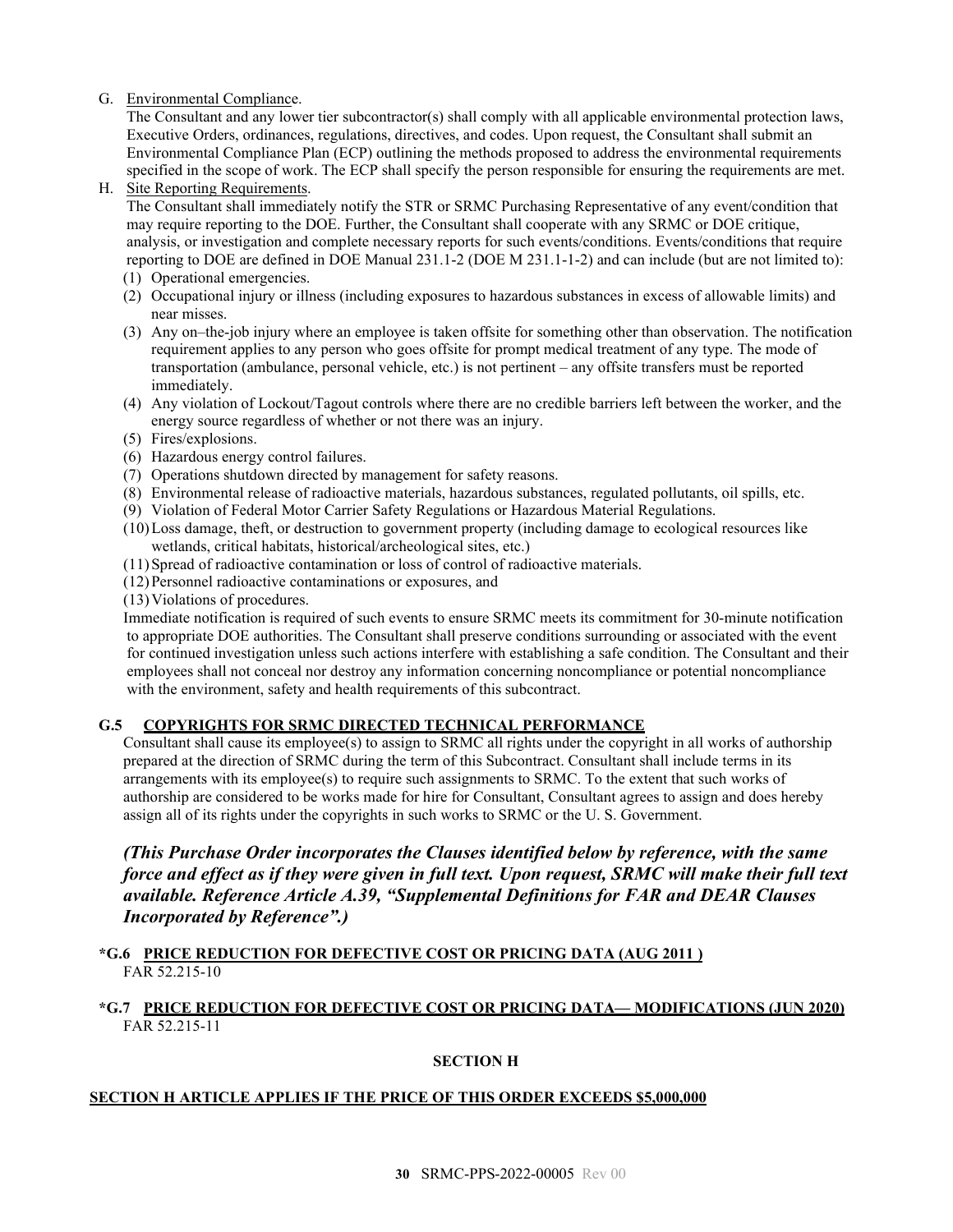G. Environmental Compliance.

The Consultant and any lower tier subcontractor(s) shall comply with all applicable environmental protection laws, Executive Orders, ordinances, regulations, directives, and codes. Upon request, the Consultant shall submit an Environmental Compliance Plan (ECP) outlining the methods proposed to address the environmental requirements specified in the scope of work. The ECP shall specify the person responsible for ensuring the requirements are met.

H. Site Reporting Requirements.

The Consultant shall immediately notify the STR or SRMC Purchasing Representative of any event/condition that may require reporting to the DOE. Further, the Consultant shall cooperate with any SRMC or DOE critique, analysis, or investigation and complete necessary reports for such events/conditions. Events/conditions that require reporting to DOE are defined in DOE Manual 231.1-2 (DOE M 231.1-1-2) and can include (but are not limited to):

(1) Operational emergencies.
(2) Occupational injury or illness (including exposures to hazardous substances in excess of allowable limits) and near misses.
(3) Any on–the-job injury where an employee is taken offsite for something other than observation. The notification requirement applies to any person who goes offsite for prompt medical treatment of any type. The mode of transportation (ambulance, personal vehicle, etc.) is not pertinent – any offsite transfers must be reported immediately.
(4) Any violation of Lockout/Tagout controls where there are no credible barriers left between the worker, and the energy source regardless of whether or not there was an injury.
(5) Fires/explosions.
(6) Hazardous energy control failures.
(7) Operations shutdown directed by management for safety reasons.
(8) Environmental release of radioactive materials, hazardous substances, regulated pollutants, oil spills, etc.
(9) Violation of Federal Motor Carrier Safety Regulations or Hazardous Material Regulations.
(10) Loss damage, theft, or destruction to government property (including damage to ecological resources like wetlands, critical habitats, historical/archeological sites, etc.)
(11) Spread of radioactive contamination or loss of control of radioactive materials.
(12) Personnel radioactive contaminations or exposures, and
(13) Violations of procedures.

Immediate notification is required of such events to ensure SRMC meets its commitment for 30-minute notification to appropriate DOE authorities. The Consultant shall preserve conditions surrounding or associated with the event for continued investigation unless such actions interfere with establishing a safe condition. The Consultant and their employees shall not conceal nor destroy any information concerning noncompliance or potential noncompliance with the environment, safety and health requirements of this subcontract.

## G.5 COPYRIGHTS FOR SRMC DIRECTED TECHNICAL PERFORMANCE

Consultant shall cause its employee(s) to assign to SRMC all rights under the copyright in all works of authorship prepared at the direction of SRMC during the term of this Subcontract. Consultant shall include terms in its arrangements with its employee(s) to require such assignments to SRMC. To the extent that such works of authorship are considered to be works made for hire for Consultant, Consultant agrees to assign and does hereby assign all of its rights under the copyrights in such works to SRMC or the U. S. Government.

***(This Purchase Order incorporates the Clauses identified below by reference, with the same force and effect as if they were given in full text. Upon request, SRMC will make their full text available. Reference Article A.39, "Supplemental Definitions for FAR and DEAR Clauses Incorporated by Reference".)***

## *G.6 PRICE REDUCTION FOR DEFECTIVE COST OR PRICING DATA (AUG 2011 )

FAR 52.215-10

## *G.7 PRICE REDUCTION FOR DEFECTIVE COST OR PRICING DATA— MODIFICATIONS (JUN 2020)

FAR 52.215-11

## SECTION H

**SECTION H ARTICLE APPLIES IF THE PRICE OF THIS ORDER EXCEEDS $5,000,000**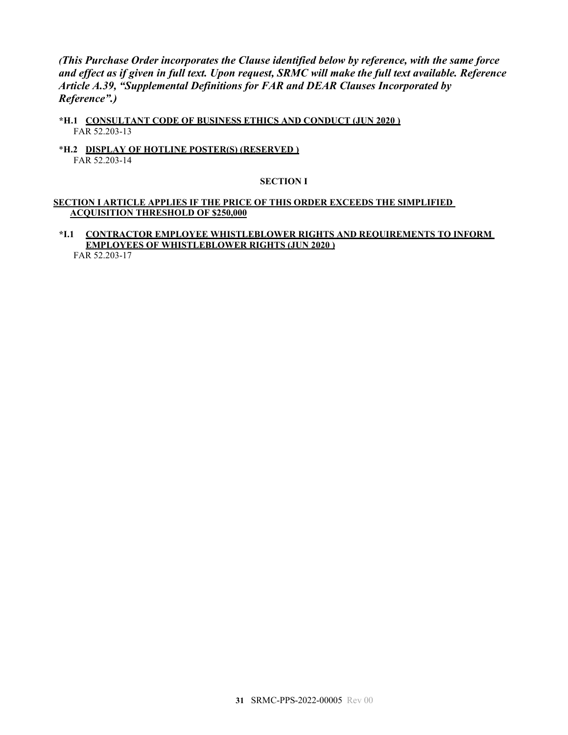***(This Purchase Order incorporates the Clause identified below by reference, with the same force and effect as if given in full text. Upon request, SRMC will make the full text available. Reference Article A.39, "Supplemental Definitions for FAR and DEAR Clauses Incorporated by Reference".)***

**\*H.1 CONSULTANT CODE OF BUSINESS ETHICS AND CONDUCT (JUN 2020 )**
FAR 52.203-13

**\*H.2 DISPLAY OF HOTLINE POSTER(S) (RESERVED )**
FAR 52.203-14

## SECTION I

**SECTION I ARTICLE APPLIES IF THE PRICE OF THIS ORDER EXCEEDS THE SIMPLIFIED ACQUISITION THRESHOLD OF $250,000**

**\*I.1 CONTRACTOR EMPLOYEE WHISTLEBLOWER RIGHTS AND REQUIREMENTS TO INFORM EMPLOYEES OF WHISTLEBLOWER RIGHTS (JUN 2020 )**
FAR 52.203-17